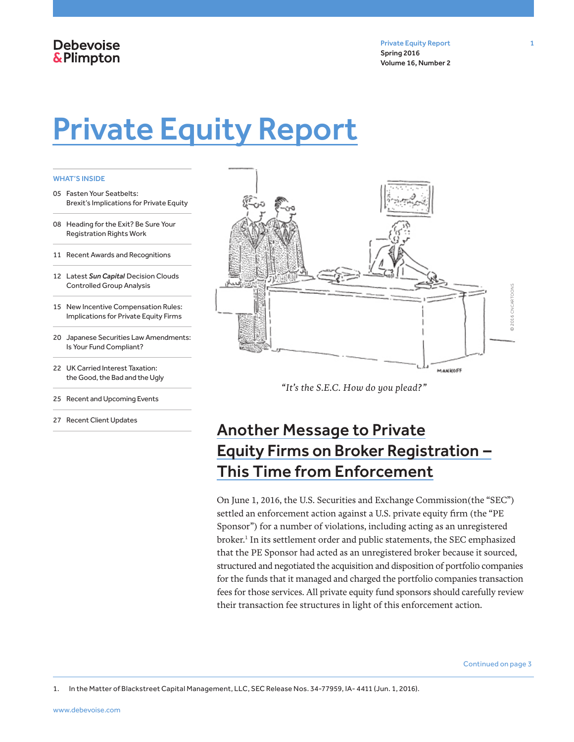Debevoise & Plimpton

# Private Equity Report

**WHAT'S INSIDE**

- 05 Fasten Your Seatbelts: Brexit's Implications for Private Equity
- 08 Heading for the Exit? Be Sure Your Registration Rights Work
- 11 Recent Awards and Recognitions
- 12 Latest ***Sun Capital*** Decision Clouds Controlled Group Analysis
- 15 New Incentive Compensation Rules: Implications for Private Equity Firms
- 20 Japanese Securities Law Amendments: Is Your Fund Compliant?
- 22 UK Carried Interest Taxation: the Good, the Bad and the Ugly
- 25 Recent and Upcoming Events
- 27 Recent Client Updates

*"It's the S.E.C. How do you plead?"*

## Another Message to Private Equity Firms on Broker Registration – This Time from Enforcement

On June 1, 2016, the U.S. Securities and Exchange Commission(the "SEC") settled an enforcement action against a U.S. private equity firm (the "PE Sponsor") for a number of violations, including acting as an unregistered broker.[1] In its settlement order and public statements, the SEC emphasized that the PE Sponsor had acted as an unregistered broker because it sourced, structured and negotiated the acquisition and disposition of portfolio companies for the funds that it managed and charged the portfolio companies transaction fees for those services. All private equity fund sponsors should carefully review their transaction fee structures in light of this enforcement action.

Continued on page 3

1. In the Matter of Blackstreet Capital Management, LLC, SEC Release Nos. 34-77959, IA- 4411 (Jun. 1, 2016).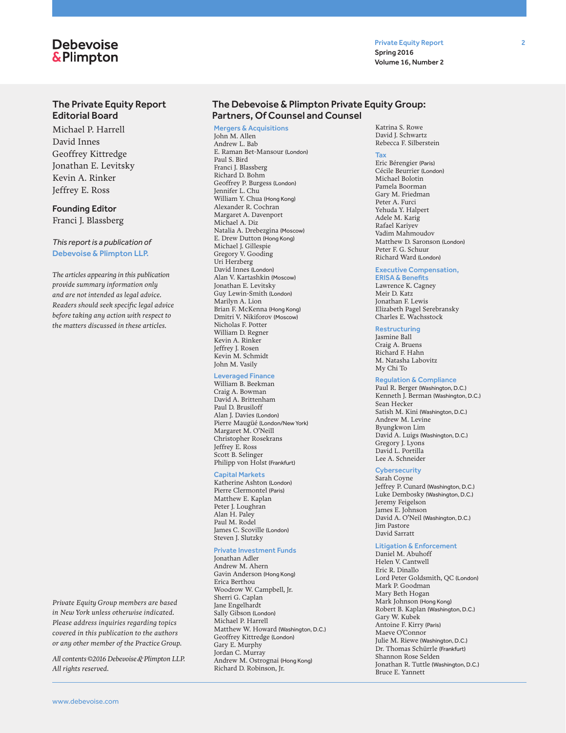## The Private Equity Report Editorial Board

Michael P. Harrell
David Innes
Geoffrey Kittredge
Jonathan E. Levitsky
Kevin A. Rinker
Jeffrey E. Ross

### Founding Editor

Franci J. Blassberg

*This report is a publication of* **Debevoise & Plimpton LLP.**

*The articles appearing in this publication provide summary information only and are not intended as legal advice. Readers should seek specific legal advice before taking any action with respect to the matters discussed in these articles.*

*Private Equity Group members are based in New York unless otherwise indicated. Please address inquiries regarding topics covered in this publication to the authors or any other member of the Practice Group.*

*All contents ©2016 Debevoise & Plimpton LLP. All rights reserved.*

## The Debevoise & Plimpton Private Equity Group: Partners, Of Counsel and Counsel

### Mergers & Acquisitions

John M. Allen
Andrew L. Bab
E. Raman Bet-Mansour (London)
Paul S. Bird
Franci J. Blassberg
Richard D. Bohm
Geoffrey P. Burgess (London)
Jennifer L. Chu
William Y. Chua (Hong Kong)
Alexander R. Cochran
Margaret A. Davenport
Michael A. Diz
Natalia A. Drebezgina (Moscow)
E. Drew Dutton (Hong Kong)
Michael J. Gillespie
Gregory V. Gooding
Uri Herzberg
David Innes (London)
Alan V. Kartashkin (Moscow)
Jonathan E. Levitsky
Guy Lewin-Smith (London)
Marilyn A. Lion
Brian F. McKenna (Hong Kong)
Dmitri V. Nikiforov (Moscow)
Nicholas F. Potter
William D. Regner
Kevin A. Rinker
Jeffrey J. Rosen
Kevin M. Schmidt
John M. Vasily

### Leveraged Finance

William B. Beekman
Craig A. Bowman
David A. Brittenham
Paul D. Brusiloff
Alan J. Davies (London)
Pierre Maugüé (London/New York)
Margaret M. O'Neill
Christopher Rosekrans
Jeffrey E. Ross
Scott B. Selinger
Philipp von Holst (Frankfurt)

### Capital Markets

Katherine Ashton (London)
Pierre Clermontel (Paris)
Matthew E. Kaplan
Peter J. Loughran
Alan H. Paley
Paul M. Rodel
James C. Scoville (London)
Steven J. Slutzky

### Private Investment Funds

Jonathan Adler
Andrew M. Ahern
Gavin Anderson (Hong Kong)
Erica Berthou
Woodrow W. Campbell, Jr.
Sherri G. Caplan
Jane Engelhardt
Sally Gibson (London)
Michael P. Harrell
Matthew W. Howard (Washington, D.C.)
Geoffrey Kittredge (London)
Gary E. Murphy
Jordan C. Murray
Andrew M. Ostrognai (Hong Kong)
Richard D. Robinson, Jr.
Katrina S. Rowe
David J. Schwartz
Rebecca F. Silberstein

### Tax

Eric Bérengier (Paris)
Cécile Beurrier (London)
Michael Bolotin
Pamela Boorman
Gary M. Friedman
Peter A. Furci
Yehuda Y. Halpert
Adele M. Karig
Rafael Kariyev
Vadim Mahmoudov
Matthew D. Saronson (London)
Peter F. G. Schuur
Richard Ward (London)

### Executive Compensation, ERISA & Benefits

Lawrence K. Cagney
Meir D. Katz
Jonathan F. Lewis
Elizabeth Pagel Serebransky
Charles E. Wachsstock

### Restructuring

Jasmine Ball
Craig A. Bruens
Richard F. Hahn
M. Natasha Labovitz
My Chi To

### Regulation & Compliance

Paul R. Berger (Washington, D.C.)
Kenneth J. Berman (Washington, D.C.)
Sean Hecker
Satish M. Kini (Washington, D.C.)
Andrew M. Levine
Byungkwon Lim
David A. Luigs (Washington, D.C.)
Gregory J. Lyons
David L. Portilla
Lee A. Schneider

### Cybersecurity

Sarah Coyne
Jeffrey P. Cunard (Washington, D.C.)
Luke Dembosky (Washington, D.C.)
Jeremy Feigelson
James E. Johnson
David A. O'Neil (Washington, D.C.)
Jim Pastore
David Sarratt

### Litigation & Enforcement

Daniel M. Abuhoff
Helen V. Cantwell
Eric R. Dinallo
Lord Peter Goldsmith, QC (London)
Mark P. Goodman
Mary Beth Hogan
Mark Johnson (Hong Kong)
Robert B. Kaplan (Washington, D.C.)
Gary W. Kubek
Antoine F. Kirry (Paris)
Maeve O'Connor
Julie M. Riewe (Washington, D.C.)
Dr. Thomas Schürrle (Frankfurt)
Shannon Rose Selden
Jonathan R. Tuttle (Washington, D.C.)
Bruce E. Yannett

www.debevoise.com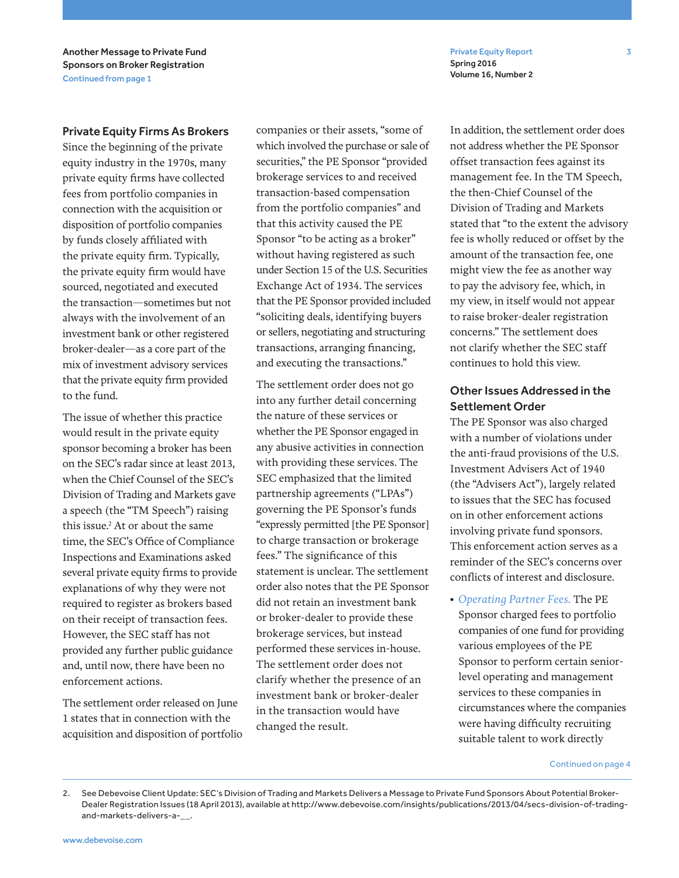## Private Equity Firms As Brokers

Since the beginning of the private equity industry in the 1970s, many private equity firms have collected fees from portfolio companies in connection with the acquisition or disposition of portfolio companies by funds closely affiliated with the private equity firm. Typically, the private equity firm would have sourced, negotiated and executed the transaction—sometimes but not always with the involvement of an investment bank or other registered broker-dealer—as a core part of the mix of investment advisory services that the private equity firm provided to the fund.

The issue of whether this practice would result in the private equity sponsor becoming a broker has been on the SEC's radar since at least 2013, when the Chief Counsel of the SEC's Division of Trading and Markets gave a speech (the "TM Speech") raising this issue.[2] At or about the same time, the SEC's Office of Compliance Inspections and Examinations asked several private equity firms to provide explanations of why they were not required to register as brokers based on their receipt of transaction fees. However, the SEC staff has not provided any further public guidance and, until now, there have been no enforcement actions.

The settlement order released on June 1 states that in connection with the acquisition and disposition of portfolio companies or their assets, "some of which involved the purchase or sale of securities," the PE Sponsor "provided brokerage services to and received transaction-based compensation from the portfolio companies" and that this activity caused the PE Sponsor "to be acting as a broker" without having registered as such under Section 15 of the U.S. Securities Exchange Act of 1934. The services that the PE Sponsor provided included "soliciting deals, identifying buyers or sellers, negotiating and structuring transactions, arranging financing, and executing the transactions."

The settlement order does not go into any further detail concerning the nature of these services or whether the PE Sponsor engaged in any abusive activities in connection with providing these services. The SEC emphasized that the limited partnership agreements ("LPAs") governing the PE Sponsor's funds "expressly permitted [the PE Sponsor] to charge transaction or brokerage fees." The significance of this statement is unclear. The settlement order also notes that the PE Sponsor did not retain an investment bank or broker-dealer to provide these brokerage services, but instead performed these services in-house. The settlement order does not clarify whether the presence of an investment bank or broker-dealer in the transaction would have changed the result.

In addition, the settlement order does not address whether the PE Sponsor offset transaction fees against its management fee. In the TM Speech, the then-Chief Counsel of the Division of Trading and Markets stated that "to the extent the advisory fee is wholly reduced or offset by the amount of the transaction fee, one might view the fee as another way to pay the advisory fee, which, in my view, in itself would not appear to raise broker-dealer registration concerns." The settlement does not clarify whether the SEC staff continues to hold this view.

## Other Issues Addressed in the Settlement Order

The PE Sponsor was also charged with a number of violations under the anti-fraud provisions of the U.S. Investment Advisers Act of 1940 (the "Advisers Act"), largely related to issues that the SEC has focused on in other enforcement actions involving private fund sponsors. This enforcement action serves as a reminder of the SEC's concerns over conflicts of interest and disclosure.

- *Operating Partner Fees.* The PE Sponsor charged fees to portfolio companies of one fund for providing various employees of the PE Sponsor to perform certain senior-level operating and management services to these companies in circumstances where the companies were having difficulty recruiting suitable talent to work directly

Continued on page 4

2. See Debevoise Client Update: SEC's Division of Trading and Markets Delivers a Message to Private Fund Sponsors About Potential Broker-Dealer Registration Issues (18 April 2013), available at http://www.debevoise.com/insights/publications/2013/04/secs-division-of-trading-and-markets-delivers-a-__.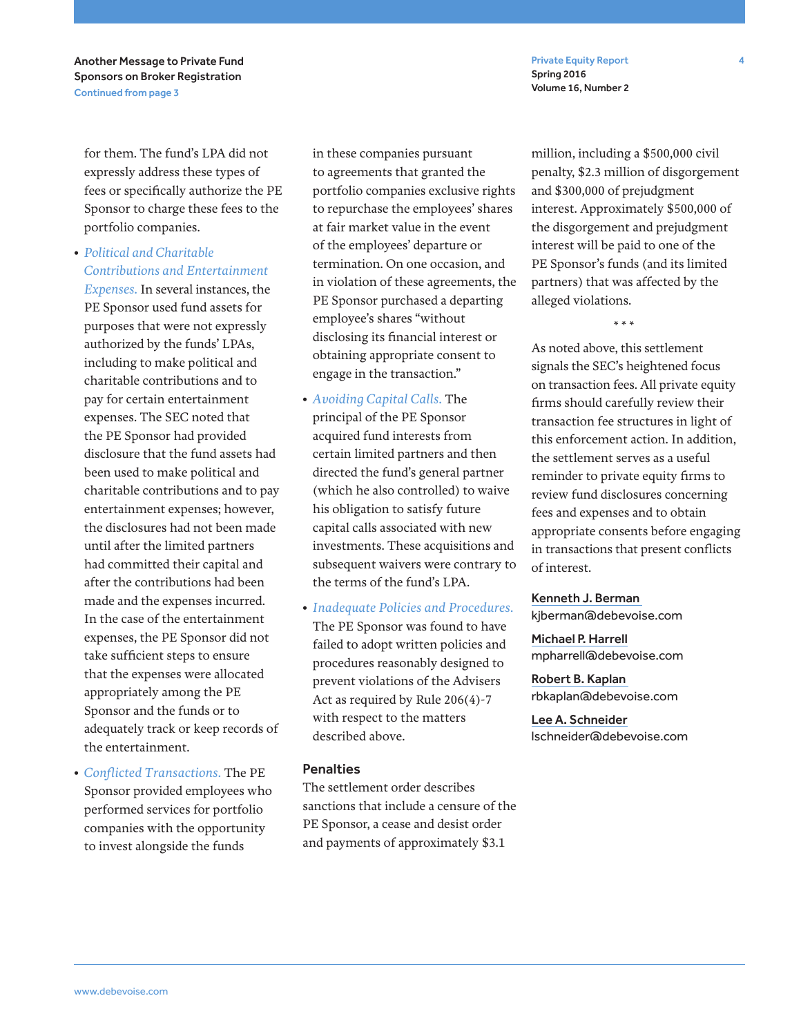for them. The fund's LPA did not expressly address these types of fees or specifically authorize the PE Sponsor to charge these fees to the portfolio companies.

- *Political and Charitable Contributions and Entertainment Expenses.* In several instances, the PE Sponsor used fund assets for purposes that were not expressly authorized by the funds' LPAs, including to make political and charitable contributions and to pay for certain entertainment expenses. The SEC noted that the PE Sponsor had provided disclosure that the fund assets had been used to make political and charitable contributions and to pay entertainment expenses; however, the disclosures had not been made until after the limited partners had committed their capital and after the contributions had been made and the expenses incurred. In the case of the entertainment expenses, the PE Sponsor did not take sufficient steps to ensure that the expenses were allocated appropriately among the PE Sponsor and the funds or to adequately track or keep records of the entertainment.
- *Conflicted Transactions.* The PE Sponsor provided employees who performed services for portfolio companies with the opportunity to invest alongside the funds in these companies pursuant to agreements that granted the portfolio companies exclusive rights to repurchase the employees' shares at fair market value in the event of the employees' departure or termination. On one occasion, and in violation of these agreements, the PE Sponsor purchased a departing employee's shares "without disclosing its financial interest or obtaining appropriate consent to engage in the transaction."
- *Avoiding Capital Calls.* The principal of the PE Sponsor acquired fund interests from certain limited partners and then directed the fund's general partner (which he also controlled) to waive his obligation to satisfy future capital calls associated with new investments. These acquisitions and subsequent waivers were contrary to the terms of the fund's LPA.
- *Inadequate Policies and Procedures.* The PE Sponsor was found to have failed to adopt written policies and procedures reasonably designed to prevent violations of the Advisers Act as required by Rule 206(4)-7 with respect to the matters described above.

### Penalties

The settlement order describes sanctions that include a censure of the PE Sponsor, a cease and desist order and payments of approximately $3.1 million, including a $500,000 civil penalty, $2.3 million of disgorgement and $300,000 of prejudgment interest. Approximately $500,000 of the disgorgement and prejudgment interest will be paid to one of the PE Sponsor's funds (and its limited partners) that was affected by the alleged violations.

\* \* \*

As noted above, this settlement signals the SEC's heightened focus on transaction fees. All private equity firms should carefully review their transaction fee structures in light of this enforcement action. In addition, the settlement serves as a useful reminder to private equity firms to review fund disclosures concerning fees and expenses and to obtain appropriate consents before engaging in transactions that present conflicts of interest.

**Kenneth J. Berman**
kjberman@debevoise.com

**Michael P. Harrell**
mpharrell@debevoise.com

**Robert B. Kaplan**
rbkaplan@debevoise.com

**Lee A. Schneider**
lschneider@debevoise.com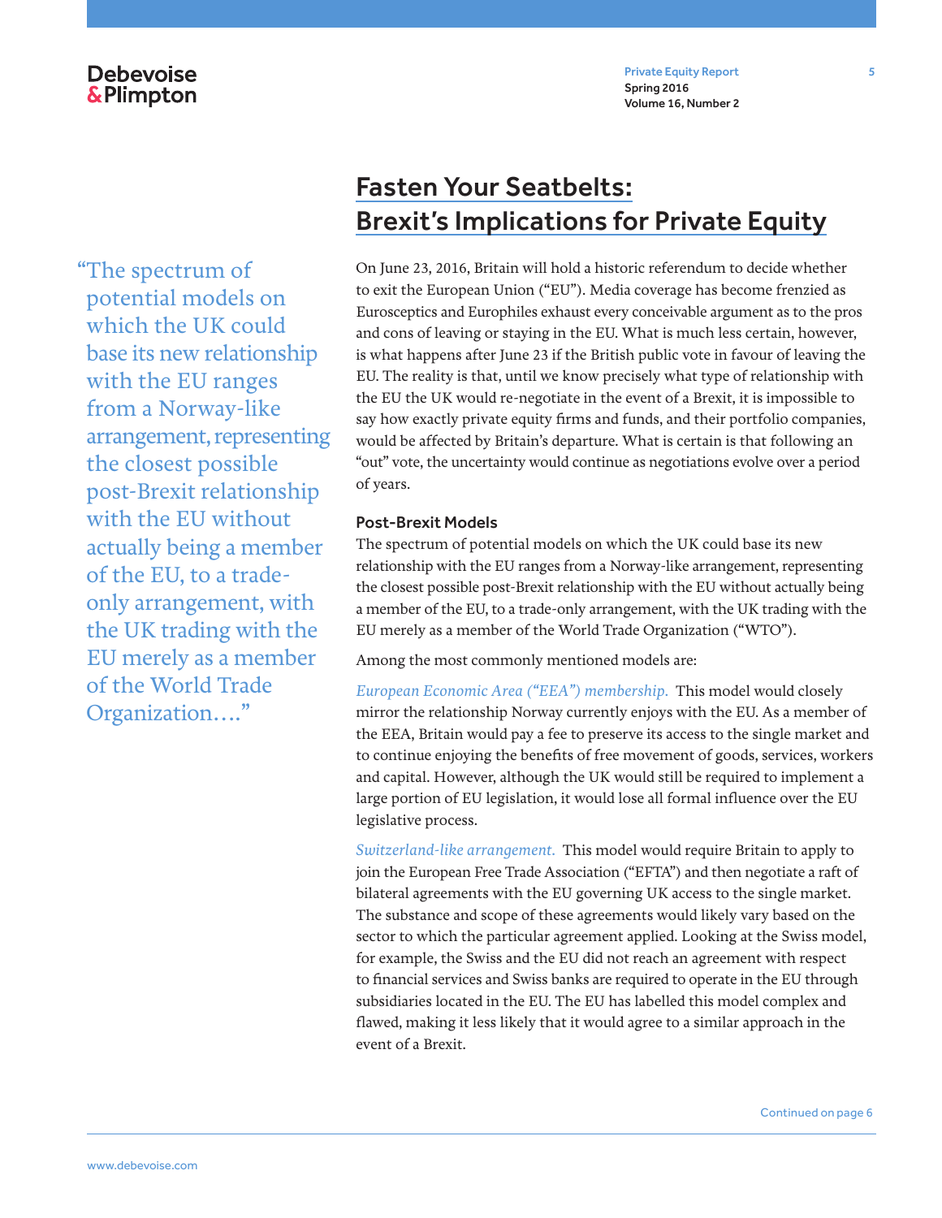# Fasten Your Seatbelts: Brexit's Implications for Private Equity

"The spectrum of potential models on which the UK could base its new relationship with the EU ranges from a Norway-like arrangement, representing the closest possible post-Brexit relationship with the EU without actually being a member of the EU, to a trade-only arrangement, with the UK trading with the EU merely as a member of the World Trade Organization…."

On June 23, 2016, Britain will hold a historic referendum to decide whether to exit the European Union ("EU"). Media coverage has become frenzied as Eurosceptics and Europhiles exhaust every conceivable argument as to the pros and cons of leaving or staying in the EU. What is much less certain, however, is what happens after June 23 if the British public vote in favour of leaving the EU. The reality is that, until we know precisely what type of relationship with the EU the UK would re-negotiate in the event of a Brexit, it is impossible to say how exactly private equity firms and funds, and their portfolio companies, would be affected by Britain's departure. What is certain is that following an "out" vote, the uncertainty would continue as negotiations evolve over a period of years.

## Post-Brexit Models

The spectrum of potential models on which the UK could base its new relationship with the EU ranges from a Norway-like arrangement, representing the closest possible post-Brexit relationship with the EU without actually being a member of the EU, to a trade-only arrangement, with the UK trading with the EU merely as a member of the World Trade Organization ("WTO").

Among the most commonly mentioned models are:

*European Economic Area ("EEA") membership.* This model would closely mirror the relationship Norway currently enjoys with the EU. As a member of the EEA, Britain would pay a fee to preserve its access to the single market and to continue enjoying the benefits of free movement of goods, services, workers and capital. However, although the UK would still be required to implement a large portion of EU legislation, it would lose all formal influence over the EU legislative process.

*Switzerland-like arrangement.* This model would require Britain to apply to join the European Free Trade Association ("EFTA") and then negotiate a raft of bilateral agreements with the EU governing UK access to the single market. The substance and scope of these agreements would likely vary based on the sector to which the particular agreement applied. Looking at the Swiss model, for example, the Swiss and the EU did not reach an agreement with respect to financial services and Swiss banks are required to operate in the EU through subsidiaries located in the EU. The EU has labelled this model complex and flawed, making it less likely that it would agree to a similar approach in the event of a Brexit.

Continued on page 6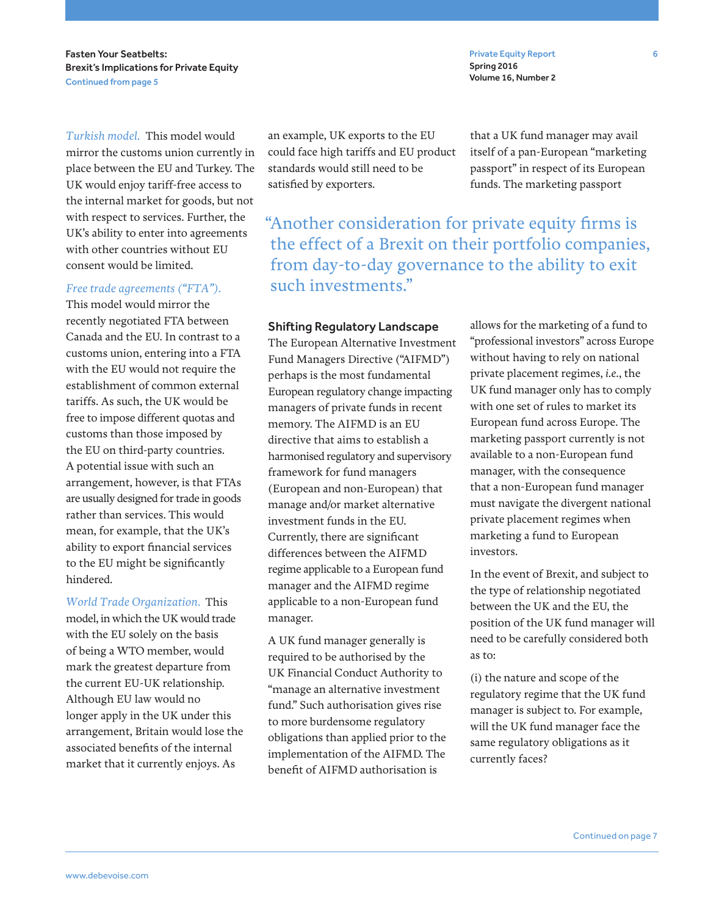*Turkish model.* This model would mirror the customs union currently in place between the EU and Turkey. The UK would enjoy tariff-free access to the internal market for goods, but not with respect to services. Further, the UK's ability to enter into agreements with other countries without EU consent would be limited.

*Free trade agreements ("FTA").* This model would mirror the recently negotiated FTA between Canada and the EU. In contrast to a customs union, entering into a FTA with the EU would not require the establishment of common external tariffs. As such, the UK would be free to impose different quotas and customs than those imposed by the EU on third-party countries. A potential issue with such an arrangement, however, is that FTAs are usually designed for trade in goods rather than services. This would mean, for example, that the UK's ability to export financial services to the EU might be significantly hindered.

*World Trade Organization.* This model, in which the UK would trade with the EU solely on the basis of being a WTO member, would mark the greatest departure from the current EU-UK relationship. Although EU law would no longer apply in the UK under this arrangement, Britain would lose the associated benefits of the internal market that it currently enjoys. As an example, UK exports to the EU could face high tariffs and EU product standards would still need to be satisfied by exporters.

> "Another consideration for private equity firms is the effect of a Brexit on their portfolio companies, from day-to-day governance to the ability to exit such investments."

### Shifting Regulatory Landscape

The European Alternative Investment Fund Managers Directive ("AIFMD") perhaps is the most fundamental European regulatory change impacting managers of private funds in recent memory. The AIFMD is an EU directive that aims to establish a harmonised regulatory and supervisory framework for fund managers (European and non-European) that manage and/or market alternative investment funds in the EU. Currently, there are significant differences between the AIFMD regime applicable to a European fund manager and the AIFMD regime applicable to a non-European fund manager.

A UK fund manager generally is required to be authorised by the UK Financial Conduct Authority to "manage an alternative investment fund." Such authorisation gives rise to more burdensome regulatory obligations than applied prior to the implementation of the AIFMD. The benefit of AIFMD authorisation is that a UK fund manager may avail itself of a pan-European "marketing passport" in respect of its European funds. The marketing passport allows for the marketing of a fund to "professional investors" across Europe without having to rely on national private placement regimes, *i.e.*, the UK fund manager only has to comply with one set of rules to market its European fund across Europe. The marketing passport currently is not available to a non-European fund manager, with the consequence that a non-European fund manager must navigate the divergent national private placement regimes when marketing a fund to European investors.

In the event of Brexit, and subject to the type of relationship negotiated between the UK and the EU, the position of the UK fund manager will need to be carefully considered both as to:

(i) the nature and scope of the regulatory regime that the UK fund manager is subject to. For example, will the UK fund manager face the same regulatory obligations as it currently faces?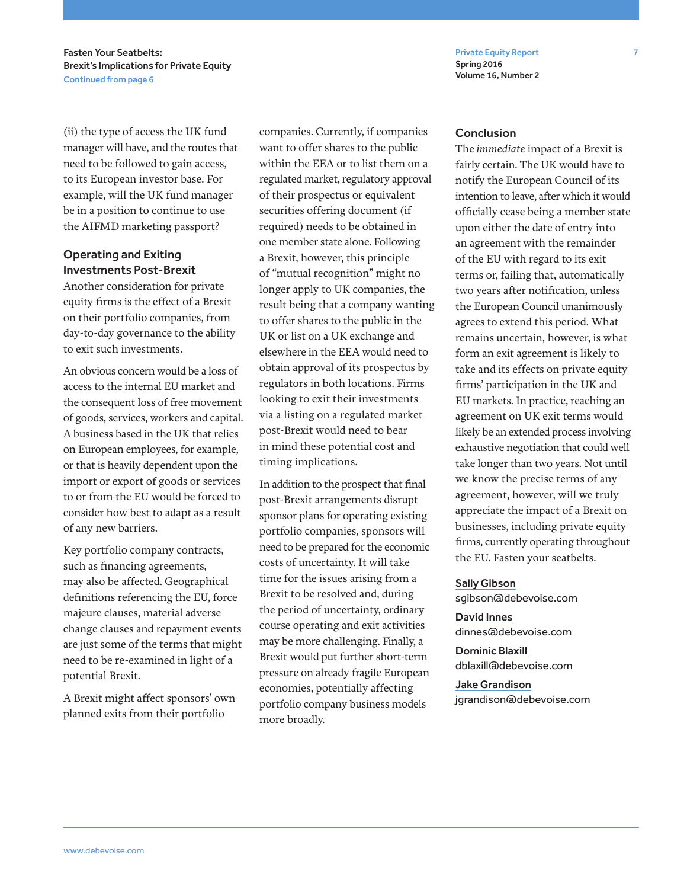(ii) the type of access the UK fund manager will have, and the routes that need to be followed to gain access, to its European investor base. For example, will the UK fund manager be in a position to continue to use the AIFMD marketing passport?

## Operating and Exiting Investments Post-Brexit

Another consideration for private equity firms is the effect of a Brexit on their portfolio companies, from day-to-day governance to the ability to exit such investments.

An obvious concern would be a loss of access to the internal EU market and the consequent loss of free movement of goods, services, workers and capital. A business based in the UK that relies on European employees, for example, or that is heavily dependent upon the import or export of goods or services to or from the EU would be forced to consider how best to adapt as a result of any new barriers.

Key portfolio company contracts, such as financing agreements, may also be affected. Geographical definitions referencing the EU, force majeure clauses, material adverse change clauses and repayment events are just some of the terms that might need to be re-examined in light of a potential Brexit.

A Brexit might affect sponsors' own planned exits from their portfolio companies. Currently, if companies want to offer shares to the public within the EEA or to list them on a regulated market, regulatory approval of their prospectus or equivalent securities offering document (if required) needs to be obtained in one member state alone. Following a Brexit, however, this principle of "mutual recognition" might no longer apply to UK companies, the result being that a company wanting to offer shares to the public in the UK or list on a UK exchange and elsewhere in the EEA would need to obtain approval of its prospectus by regulators in both locations. Firms looking to exit their investments via a listing on a regulated market post-Brexit would need to bear in mind these potential cost and timing implications.

In addition to the prospect that final post-Brexit arrangements disrupt sponsor plans for operating existing portfolio companies, sponsors will need to be prepared for the economic costs of uncertainty. It will take time for the issues arising from a Brexit to be resolved and, during the period of uncertainty, ordinary course operating and exit activities may be more challenging. Finally, a Brexit would put further short-term pressure on already fragile European economies, potentially affecting portfolio company business models more broadly.

## Conclusion

The *immediate* impact of a Brexit is fairly certain. The UK would have to notify the European Council of its intention to leave, after which it would officially cease being a member state upon either the date of entry into an agreement with the remainder of the EU with regard to its exit terms or, failing that, automatically two years after notification, unless the European Council unanimously agrees to extend this period. What remains uncertain, however, is what form an exit agreement is likely to take and its effects on private equity firms' participation in the UK and EU markets. In practice, reaching an agreement on UK exit terms would likely be an extended process involving exhaustive negotiation that could well take longer than two years. Not until we know the precise terms of any agreement, however, will we truly appreciate the impact of a Brexit on businesses, including private equity firms, currently operating throughout the EU. Fasten your seatbelts.

**Sally Gibson**
sgibson@debevoise.com

**David Innes**
dinnes@debevoise.com

**Dominic Blaxill**
dblaxill@debevoise.com

**Jake Grandison**
jgrandison@debevoise.com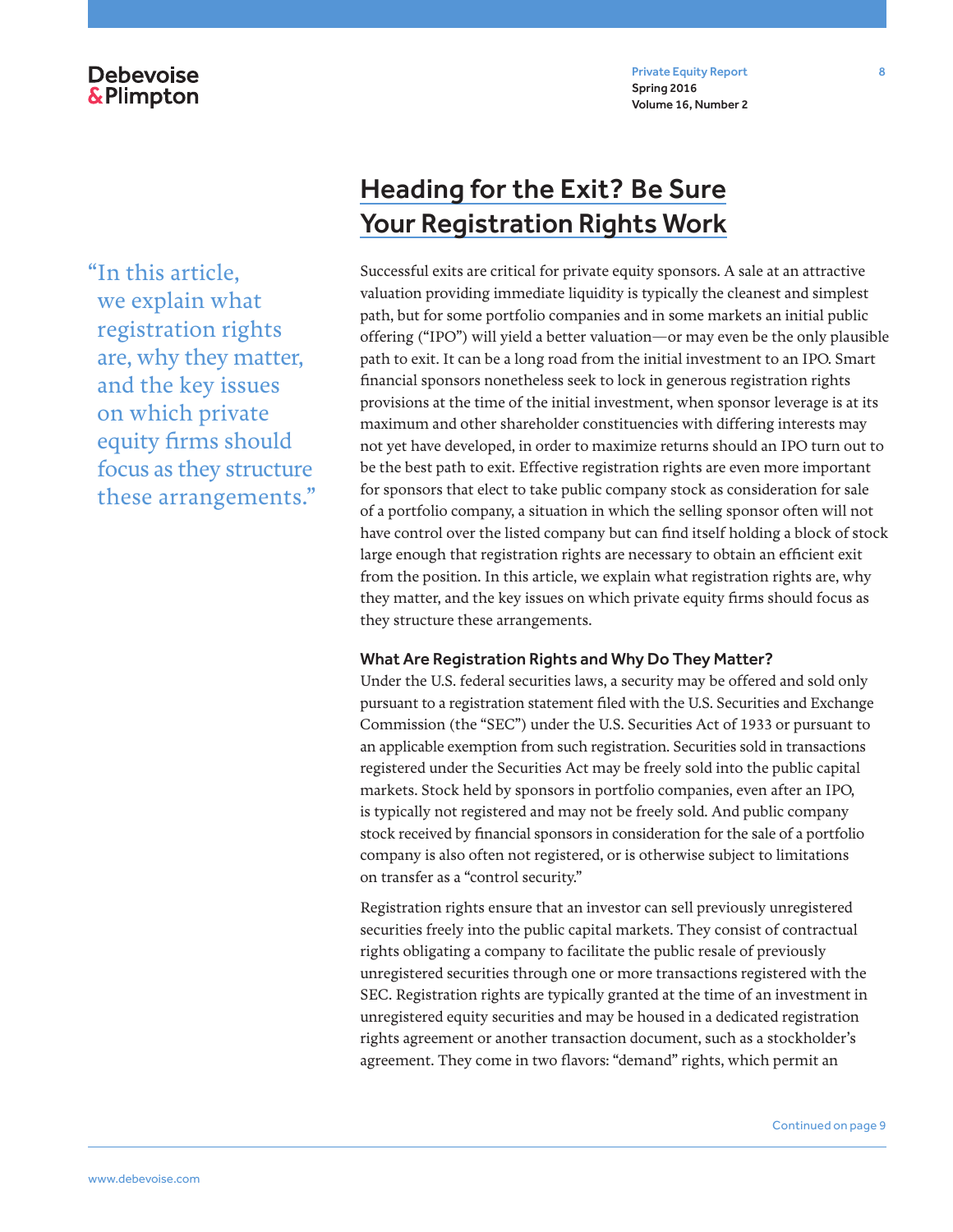# Heading for the Exit? Be Sure Your Registration Rights Work

"In this article, we explain what registration rights are, why they matter, and the key issues on which private equity firms should focus as they structure these arrangements."

Successful exits are critical for private equity sponsors. A sale at an attractive valuation providing immediate liquidity is typically the cleanest and simplest path, but for some portfolio companies and in some markets an initial public offering ("IPO") will yield a better valuation—or may even be the only plausible path to exit. It can be a long road from the initial investment to an IPO. Smart financial sponsors nonetheless seek to lock in generous registration rights provisions at the time of the initial investment, when sponsor leverage is at its maximum and other shareholder constituencies with differing interests may not yet have developed, in order to maximize returns should an IPO turn out to be the best path to exit. Effective registration rights are even more important for sponsors that elect to take public company stock as consideration for sale of a portfolio company, a situation in which the selling sponsor often will not have control over the listed company but can find itself holding a block of stock large enough that registration rights are necessary to obtain an efficient exit from the position. In this article, we explain what registration rights are, why they matter, and the key issues on which private equity firms should focus as they structure these arrangements.

## What Are Registration Rights and Why Do They Matter?

Under the U.S. federal securities laws, a security may be offered and sold only pursuant to a registration statement filed with the U.S. Securities and Exchange Commission (the "SEC") under the U.S. Securities Act of 1933 or pursuant to an applicable exemption from such registration. Securities sold in transactions registered under the Securities Act may be freely sold into the public capital markets. Stock held by sponsors in portfolio companies, even after an IPO, is typically not registered and may not be freely sold. And public company stock received by financial sponsors in consideration for the sale of a portfolio company is also often not registered, or is otherwise subject to limitations on transfer as a "control security."

Registration rights ensure that an investor can sell previously unregistered securities freely into the public capital markets. They consist of contractual rights obligating a company to facilitate the public resale of previously unregistered securities through one or more transactions registered with the SEC. Registration rights are typically granted at the time of an investment in unregistered equity securities and may be housed in a dedicated registration rights agreement or another transaction document, such as a stockholder's agreement. They come in two flavors: "demand" rights, which permit an

Continued on page 9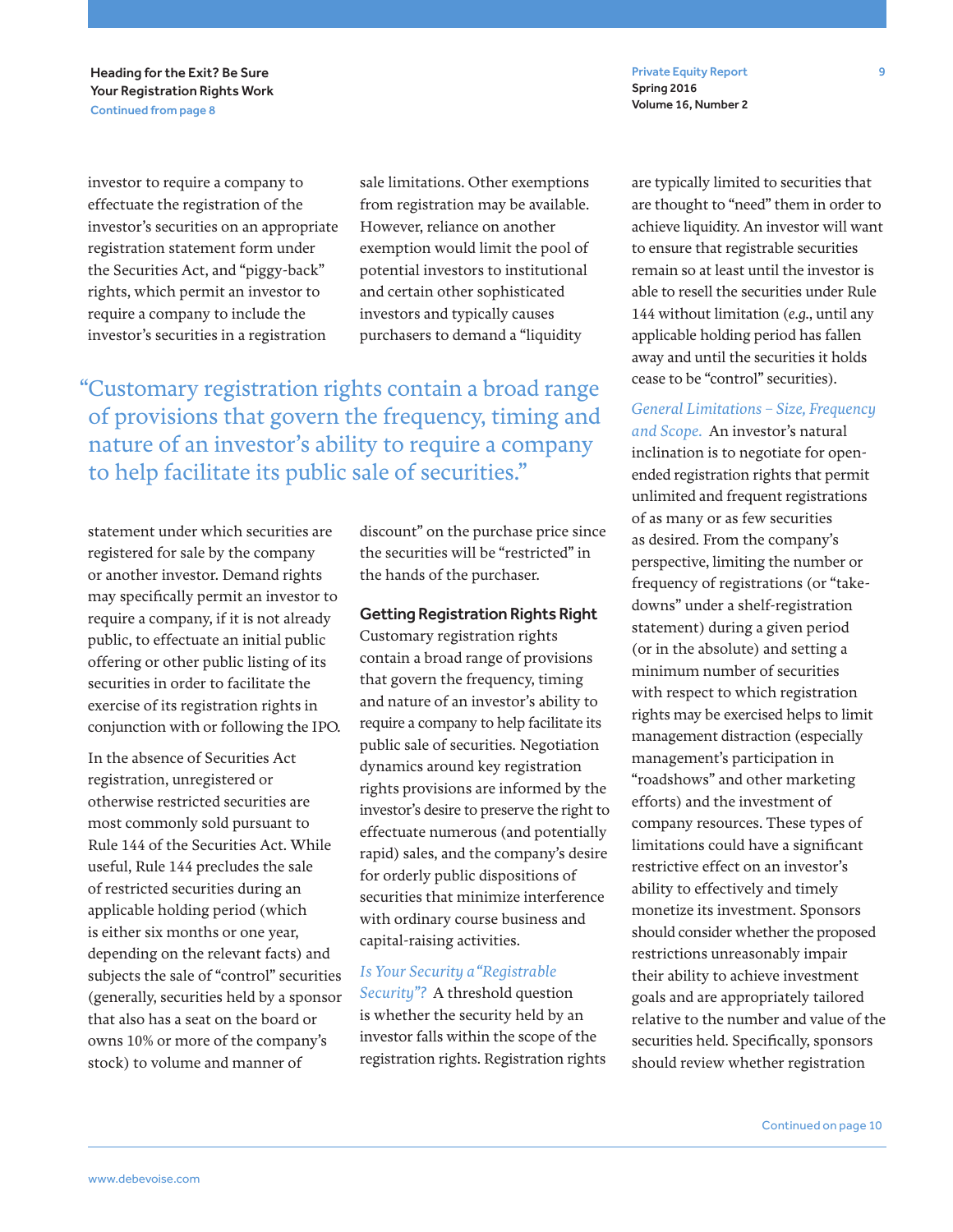investor to require a company to effectuate the registration of the investor's securities on an appropriate registration statement form under the Securities Act, and "piggy-back" rights, which permit an investor to require a company to include the investor's securities in a registration statement under which securities are registered for sale by the company or another investor. Demand rights may specifically permit an investor to require a company, if it is not already public, to effectuate an initial public offering or other public listing of its securities in order to facilitate the exercise of its registration rights in conjunction with or following the IPO.

In the absence of Securities Act registration, unregistered or otherwise restricted securities are most commonly sold pursuant to Rule 144 of the Securities Act. While useful, Rule 144 precludes the sale of restricted securities during an applicable holding period (which is either six months or one year, depending on the relevant facts) and subjects the sale of "control" securities (generally, securities held by a sponsor that also has a seat on the board or owns 10% or more of the company's stock) to volume and manner of sale limitations. Other exemptions from registration may be available. However, reliance on another exemption would limit the pool of potential investors to institutional and certain other sophisticated investors and typically causes purchasers to demand a "liquidity discount" on the purchase price since the securities will be "restricted" in the hands of the purchaser.

> "Customary registration rights contain a broad range of provisions that govern the frequency, timing and nature of an investor's ability to require a company to help facilitate its public sale of securities."

## Getting Registration Rights Right

Customary registration rights contain a broad range of provisions that govern the frequency, timing and nature of an investor's ability to require a company to help facilitate its public sale of securities. Negotiation dynamics around key registration rights provisions are informed by the investor's desire to preserve the right to effectuate numerous (and potentially rapid) sales, and the company's desire for orderly public dispositions of securities that minimize interference with ordinary course business and capital-raising activities.

*Is Your Security a "Registrable Security"?* A threshold question is whether the security held by an investor falls within the scope of the registration rights. Registration rights are typically limited to securities that are thought to "need" them in order to achieve liquidity. An investor will want to ensure that registrable securities remain so at least until the investor is able to resell the securities under Rule 144 without limitation (*e.g.*, until any applicable holding period has fallen away and until the securities it holds cease to be "control" securities).

*General Limitations – Size, Frequency and Scope.* An investor's natural inclination is to negotiate for open-ended registration rights that permit unlimited and frequent registrations of as many or as few securities as desired. From the company's perspective, limiting the number or frequency of registrations (or "take-downs" under a shelf-registration statement) during a given period (or in the absolute) and setting a minimum number of securities with respect to which registration rights may be exercised helps to limit management distraction (especially management's participation in "roadshows" and other marketing efforts) and the investment of company resources. These types of limitations could have a significant restrictive effect on an investor's ability to effectively and timely monetize its investment. Sponsors should consider whether the proposed restrictions unreasonably impair their ability to achieve investment goals and are appropriately tailored relative to the number and value of the securities held. Specifically, sponsors should review whether registration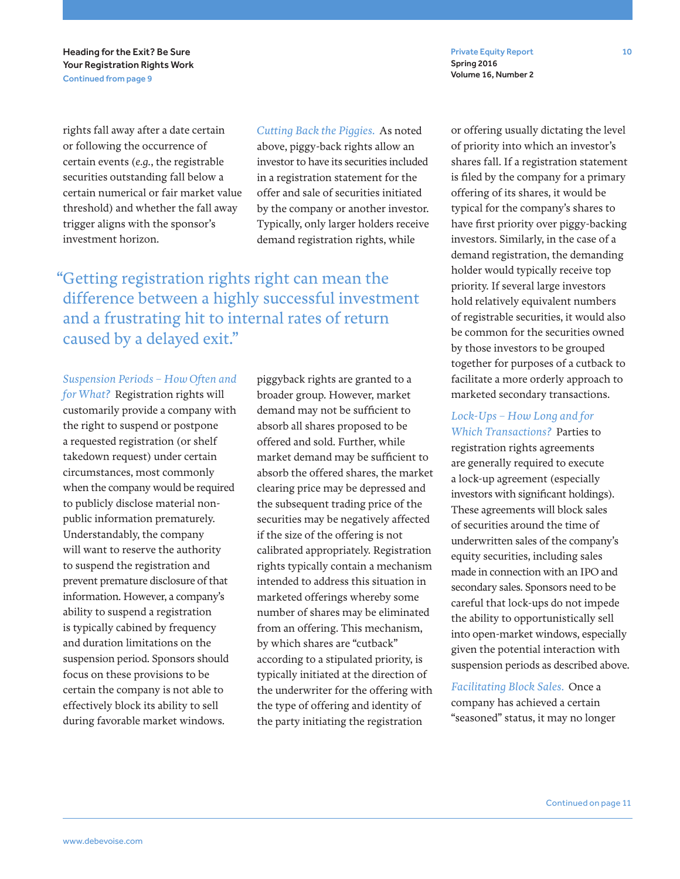rights fall away after a date certain or following the occurrence of certain events (*e.g.*, the registrable securities outstanding fall below a certain numerical or fair market value threshold) and whether the fall away trigger aligns with the sponsor's investment horizon.

> "Getting registration rights right can mean the difference between a highly successful investment and a frustrating hit to internal rates of return caused by a delayed exit."

*Suspension Periods – How Often and for What?* Registration rights will customarily provide a company with the right to suspend or postpone a requested registration (or shelf takedown request) under certain circumstances, most commonly when the company would be required to publicly disclose material non-public information prematurely. Understandably, the company will want to reserve the authority to suspend the registration and prevent premature disclosure of that information. However, a company's ability to suspend a registration is typically cabined by frequency and duration limitations on the suspension period. Sponsors should focus on these provisions to be certain the company is not able to effectively block its ability to sell during favorable market windows.

*Cutting Back the Piggies.* As noted above, piggy-back rights allow an investor to have its securities included in a registration statement for the offer and sale of securities initiated by the company or another investor. Typically, only larger holders receive demand registration rights, while piggyback rights are granted to a broader group. However, market demand may not be sufficient to absorb all shares proposed to be offered and sold. Further, while market demand may be sufficient to absorb the offered shares, the market clearing price may be depressed and the subsequent trading price of the securities may be negatively affected if the size of the offering is not calibrated appropriately. Registration rights typically contain a mechanism intended to address this situation in marketed offerings whereby some number of shares may be eliminated from an offering. This mechanism, by which shares are "cutback" according to a stipulated priority, is typically initiated at the direction of the underwriter for the offering with the type of offering and identity of the party initiating the registration or offering usually dictating the level of priority into which an investor's shares fall. If a registration statement is filed by the company for a primary offering of its shares, it would be typical for the company's shares to have first priority over piggy-backing investors. Similarly, in the case of a demand registration, the demanding holder would typically receive top priority. If several large investors hold relatively equivalent numbers of registrable securities, it would also be common for the securities owned by those investors to be grouped together for purposes of a cutback to facilitate a more orderly approach to marketed secondary transactions.

*Lock-Ups – How Long and for Which Transactions?* Parties to registration rights agreements are generally required to execute a lock-up agreement (especially investors with significant holdings). These agreements will block sales of securities around the time of underwritten sales of the company's equity securities, including sales made in connection with an IPO and secondary sales. Sponsors need to be careful that lock-ups do not impede the ability to opportunistically sell into open-market windows, especially given the potential interaction with suspension periods as described above.

*Facilitating Block Sales.* Once a company has achieved a certain "seasoned" status, it may no longer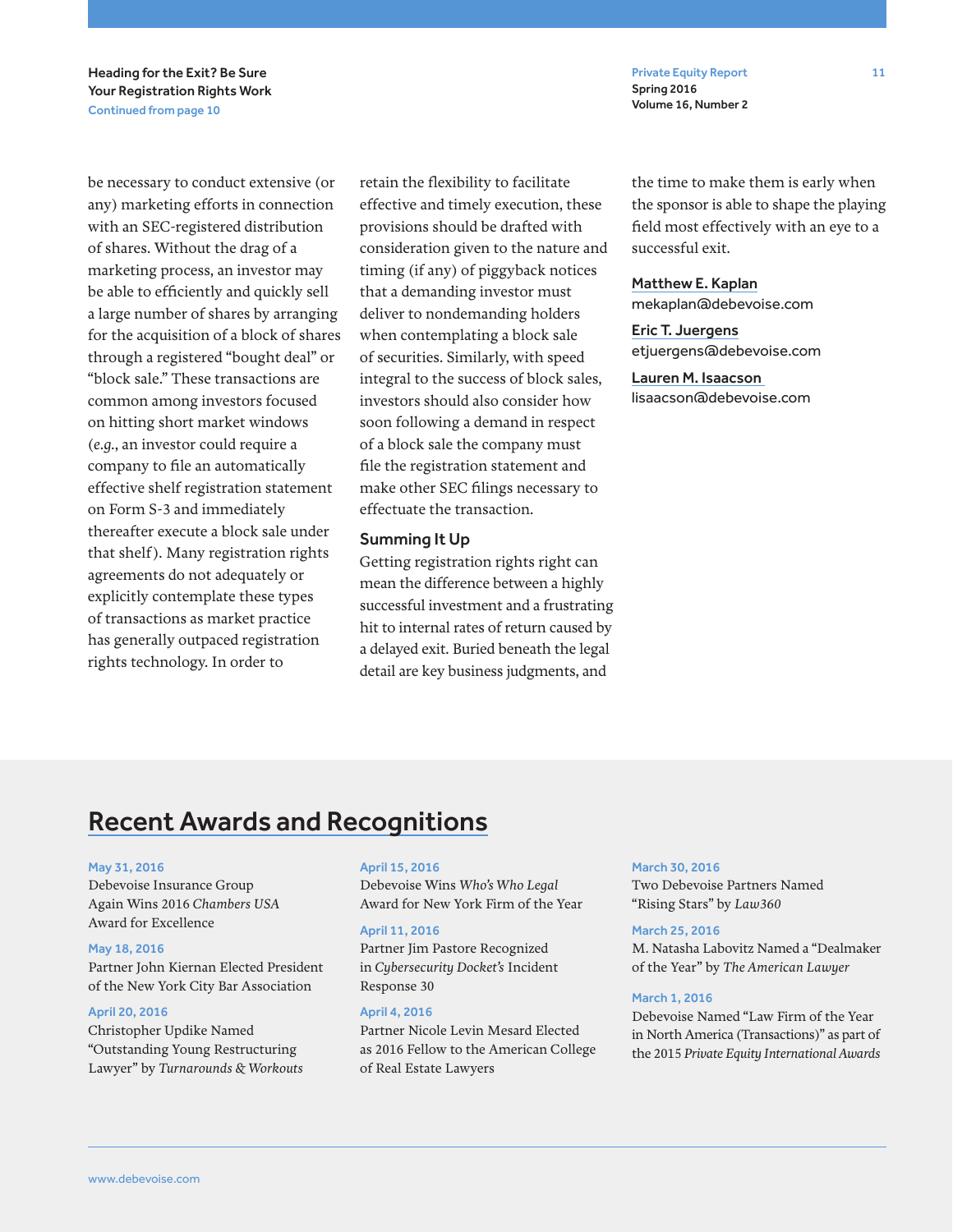be necessary to conduct extensive (or any) marketing efforts in connection with an SEC-registered distribution of shares. Without the drag of a marketing process, an investor may be able to efficiently and quickly sell a large number of shares by arranging for the acquisition of a block of shares through a registered "bought deal" or "block sale." These transactions are common among investors focused on hitting short market windows (*e.g.*, an investor could require a company to file an automatically effective shelf registration statement on Form S-3 and immediately thereafter execute a block sale under that shelf). Many registration rights agreements do not adequately or explicitly contemplate these types of transactions as market practice has generally outpaced registration rights technology. In order to retain the flexibility to facilitate effective and timely execution, these provisions should be drafted with consideration given to the nature and timing (if any) of piggyback notices that a demanding investor must deliver to nondemanding holders when contemplating a block sale of securities. Similarly, with speed integral to the success of block sales, investors should also consider how soon following a demand in respect of a block sale the company must file the registration statement and make other SEC filings necessary to effectuate the transaction.

### Summing It Up

Getting registration rights right can mean the difference between a highly successful investment and a frustrating hit to internal rates of return caused by a delayed exit. Buried beneath the legal detail are key business judgments, and the time to make them is early when the sponsor is able to shape the playing field most effectively with an eye to a successful exit.

**Matthew E. Kaplan**
mekaplan@debevoise.com

**Eric T. Juergens**
etjuergens@debevoise.com

**Lauren M. Isaacson**
lisaacson@debevoise.com

## Recent Awards and Recognitions

**May 31, 2016**
Debevoise Insurance Group Again Wins 2016 *Chambers USA* Award for Excellence

**May 18, 2016**
Partner John Kiernan Elected President of the New York City Bar Association

**April 20, 2016**
Christopher Updike Named "Outstanding Young Restructuring Lawyer" by *Turnarounds & Workouts*

**April 15, 2016**
Debevoise Wins *Who's Who Legal* Award for New York Firm of the Year

**April 11, 2016**
Partner Jim Pastore Recognized in *Cybersecurity Docket's* Incident Response 30

**April 4, 2016**
Partner Nicole Levin Mesard Elected as 2016 Fellow to the American College of Real Estate Lawyers

**March 30, 2016**
Two Debevoise Partners Named "Rising Stars" by *Law360*

**March 25, 2016**
M. Natasha Labovitz Named a "Dealmaker of the Year" by *The American Lawyer*

**March 1, 2016**
Debevoise Named "Law Firm of the Year in North America (Transactions)" as part of the 2015 *Private Equity International Awards*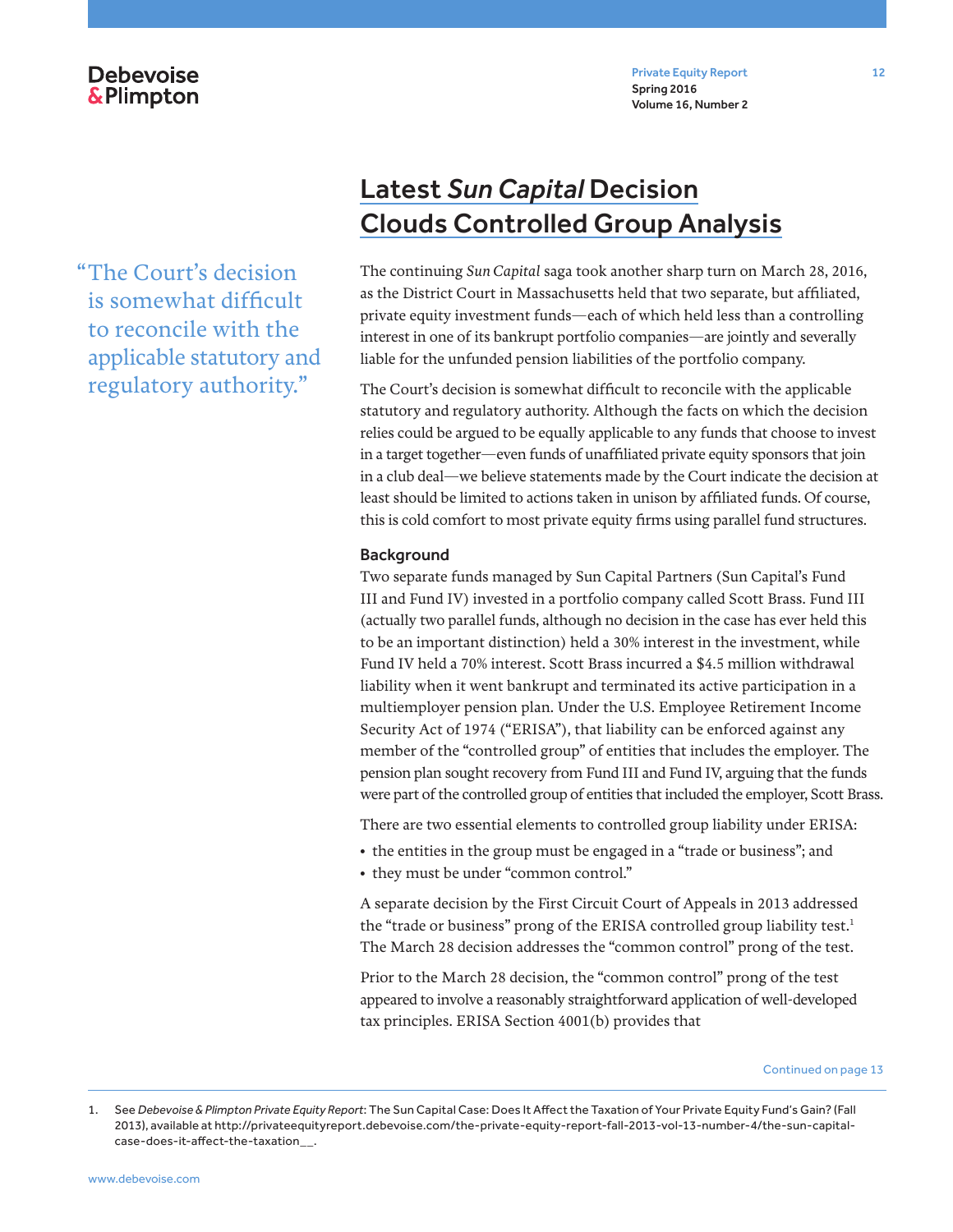## Latest *Sun Capital* Decision Clouds Controlled Group Analysis

"The Court's decision is somewhat difficult to reconcile with the applicable statutory and regulatory authority."

The continuing *Sun Capital* saga took another sharp turn on March 28, 2016, as the District Court in Massachusetts held that two separate, but affiliated, private equity investment funds—each of which held less than a controlling interest in one of its bankrupt portfolio companies—are jointly and severally liable for the unfunded pension liabilities of the portfolio company.

The Court's decision is somewhat difficult to reconcile with the applicable statutory and regulatory authority. Although the facts on which the decision relies could be argued to be equally applicable to any funds that choose to invest in a target together—even funds of unaffiliated private equity sponsors that join in a club deal—we believe statements made by the Court indicate the decision at least should be limited to actions taken in unison by affiliated funds. Of course, this is cold comfort to most private equity firms using parallel fund structures.

### Background

Two separate funds managed by Sun Capital Partners (Sun Capital's Fund III and Fund IV) invested in a portfolio company called Scott Brass. Fund III (actually two parallel funds, although no decision in the case has ever held this to be an important distinction) held a 30% interest in the investment, while Fund IV held a 70% interest. Scott Brass incurred a $4.5 million withdrawal liability when it went bankrupt and terminated its active participation in a multiemployer pension plan. Under the U.S. Employee Retirement Income Security Act of 1974 ("ERISA"), that liability can be enforced against any member of the "controlled group" of entities that includes the employer. The pension plan sought recovery from Fund III and Fund IV, arguing that the funds were part of the controlled group of entities that included the employer, Scott Brass.

There are two essential elements to controlled group liability under ERISA:

- the entities in the group must be engaged in a "trade or business"; and
- they must be under "common control."

A separate decision by the First Circuit Court of Appeals in 2013 addressed the "trade or business" prong of the ERISA controlled group liability test.[1] The March 28 decision addresses the "common control" prong of the test.

Prior to the March 28 decision, the "common control" prong of the test appeared to involve a reasonably straightforward application of well-developed tax principles. ERISA Section 4001(b) provides that

Continued on page 13

1. See *Debevoise & Plimpton Private Equity Report*: The Sun Capital Case: Does It Affect the Taxation of Your Private Equity Fund's Gain? (Fall 2013), available at http://privateequityreport.debevoise.com/the-private-equity-report-fall-2013-vol-13-number-4/the-sun-capital-case-does-it-affect-the-taxation__.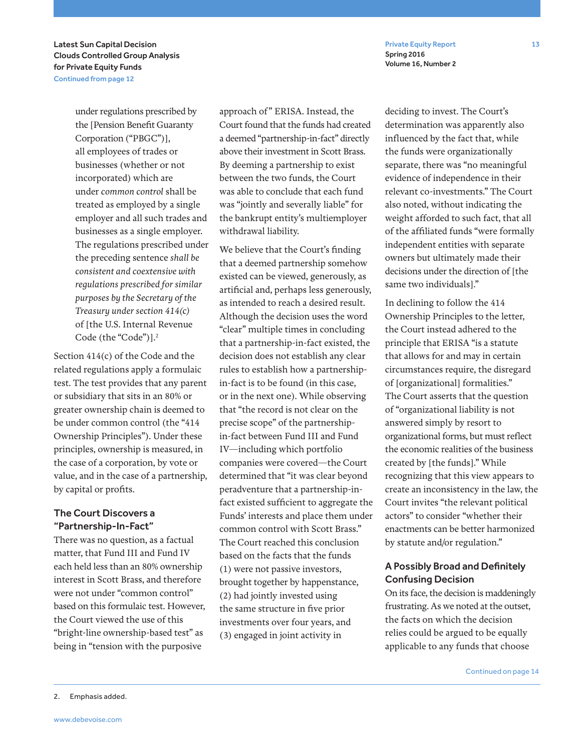> under regulations prescribed by the [Pension Benefit Guaranty Corporation ("PBGC")], all employees of trades or businesses (whether or not incorporated) which are under *common control* shall be treated as employed by a single employer and all such trades and businesses as a single employer. The regulations prescribed under the preceding sentence *shall be consistent and coextensive with regulations prescribed for similar purposes by the Secretary of the Treasury under section 414(c)* of [the U.S. Internal Revenue Code (the "Code")].[2]

Section 414(c) of the Code and the related regulations apply a formulaic test. The test provides that any parent or subsidiary that sits in an 80% or greater ownership chain is deemed to be under common control (the "414 Ownership Principles"). Under these principles, ownership is measured, in the case of a corporation, by vote or value, and in the case of a partnership, by capital or profits.

### The Court Discovers a "Partnership-In-Fact"

There was no question, as a factual matter, that Fund III and Fund IV each held less than an 80% ownership interest in Scott Brass, and therefore were not under "common control" based on this formulaic test. However, the Court viewed the use of this "bright-line ownership-based test" as being in "tension with the purposive approach of" ERISA. Instead, the Court found that the funds had created a deemed "partnership-in-fact" directly above their investment in Scott Brass. By deeming a partnership to exist between the two funds, the Court was able to conclude that each fund was "jointly and severally liable" for the bankrupt entity's multiemployer withdrawal liability.

We believe that the Court's finding that a deemed partnership somehow existed can be viewed, generously, as artificial and, perhaps less generously, as intended to reach a desired result. Although the decision uses the word "clear" multiple times in concluding that a partnership-in-fact existed, the decision does not establish any clear rules to establish how a partnership-in-fact is to be found (in this case, or in the next one). While observing that "the record is not clear on the precise scope" of the partnership-in-fact between Fund III and Fund IV—including which portfolio companies were covered—the Court determined that "it was clear beyond peradventure that a partnership-in-fact existed sufficient to aggregate the Funds' interests and place them under common control with Scott Brass." The Court reached this conclusion based on the facts that the funds (1) were not passive investors, brought together by happenstance, (2) had jointly invested using the same structure in five prior investments over four years, and (3) engaged in joint activity in deciding to invest. The Court's determination was apparently also influenced by the fact that, while the funds were organizationally separate, there was "no meaningful evidence of independence in their relevant co-investments." The Court also noted, without indicating the weight afforded to such fact, that all of the affiliated funds "were formally independent entities with separate owners but ultimately made their decisions under the direction of [the same two individuals]."

In declining to follow the 414 Ownership Principles to the letter, the Court instead adhered to the principle that ERISA "is a statute that allows for and may in certain circumstances require, the disregard of [organizational] formalities." The Court asserts that the question of "organizational liability is not answered simply by resort to organizational forms, but must reflect the economic realities of the business created by [the funds]." While recognizing that this view appears to create an inconsistency in the law, the Court invites "the relevant political actors" to consider "whether their enactments can be better harmonized by statute and/or regulation."

### A Possibly Broad and Definitely Confusing Decision

On its face, the decision is maddeningly frustrating. As we noted at the outset, the facts on which the decision relies could be argued to be equally applicable to any funds that choose

Continued on page 14

---

2. Emphasis added.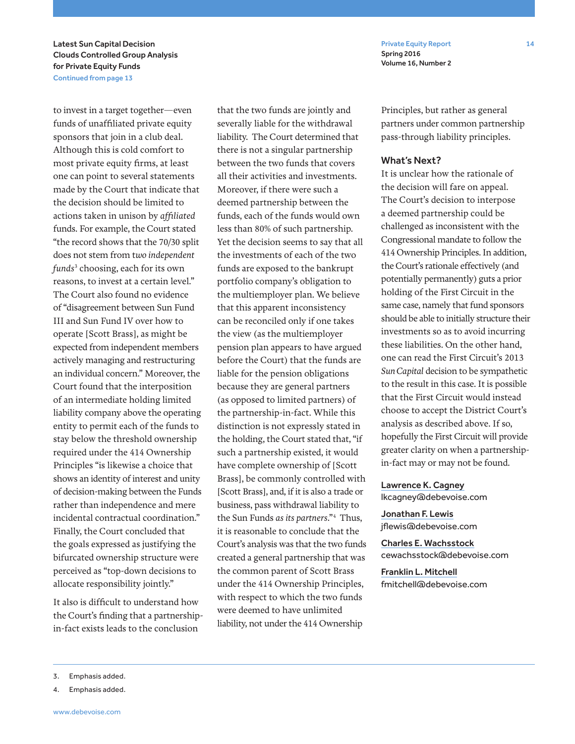to invest in a target together—even funds of unaffiliated private equity sponsors that join in a club deal. Although this is cold comfort to most private equity firms, at least one can point to several statements made by the Court that indicate that the decision should be limited to actions taken in unison by *affiliated* funds. For example, the Court stated "the record shows that the 70/30 split does not stem from *two independent funds*[3] choosing, each for its own reasons, to invest at a certain level." The Court also found no evidence of "disagreement between Sun Fund III and Sun Fund IV over how to operate [Scott Brass], as might be expected from independent members actively managing and restructuring an individual concern." Moreover, the Court found that the interposition of an intermediate holding limited liability company above the operating entity to permit each of the funds to stay below the threshold ownership required under the 414 Ownership Principles "is likewise a choice that shows an identity of interest and unity of decision-making between the Funds rather than independence and mere incidental contractual coordination." Finally, the Court concluded that the goals expressed as justifying the bifurcated ownership structure were perceived as "top-down decisions to allocate responsibility jointly."

It also is difficult to understand how the Court's finding that a partnership-in-fact exists leads to the conclusion that the two funds are jointly and severally liable for the withdrawal liability. The Court determined that there is not a singular partnership between the two funds that covers all their activities and investments. Moreover, if there were such a deemed partnership between the funds, each of the funds would own less than 80% of such partnership. Yet the decision seems to say that all the investments of each of the two funds are exposed to the bankrupt portfolio company's obligation to the multiemployer plan. We believe that this apparent inconsistency can be reconciled only if one takes the view (as the multiemployer pension plan appears to have argued before the Court) that the funds are liable for the pension obligations because they are general partners (as opposed to limited partners) of the partnership-in-fact. While this distinction is not expressly stated in the holding, the Court stated that, "if such a partnership existed, it would have complete ownership of [Scott Brass], be commonly controlled with [Scott Brass], and, if it is also a trade or business, pass withdrawal liability to the Sun Funds *as its partners*."[4] Thus, it is reasonable to conclude that the Court's analysis was that the two funds created a general partnership that was the common parent of Scott Brass under the 414 Ownership Principles, with respect to which the two funds were deemed to have unlimited liability, not under the 414 Ownership Principles, but rather as general partners under common partnership pass-through liability principles.

## What's Next?

It is unclear how the rationale of the decision will fare on appeal. The Court's decision to interpose a deemed partnership could be challenged as inconsistent with the Congressional mandate to follow the 414 Ownership Principles. In addition, the Court's rationale effectively (and potentially permanently) guts a prior holding of the First Circuit in the same case, namely that fund sponsors should be able to initially structure their investments so as to avoid incurring these liabilities. On the other hand, one can read the First Circuit's 2013 *Sun Capital* decision to be sympathetic to the result in this case. It is possible that the First Circuit would instead choose to accept the District Court's analysis as described above. If so, hopefully the First Circuit will provide greater clarity on when a partnership-in-fact may or may not be found.

Lawrence K. Cagney
lkcagney@debevoise.com

Jonathan F. Lewis
jflewis@debevoise.com

Charles E. Wachsstock
cewachsstock@debevoise.com

Franklin L. Mitchell
fmitchell@debevoise.com

---

3. Emphasis added.

4. Emphasis added.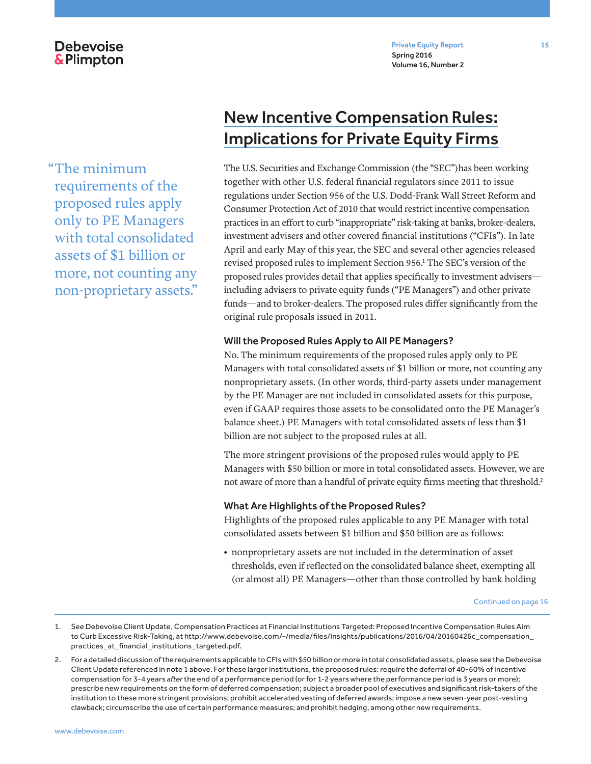# New Incentive Compensation Rules: Implications for Private Equity Firms

> "The minimum requirements of the proposed rules apply only to PE Managers with total consolidated assets of $1 billion or more, not counting any non-proprietary assets."

The U.S. Securities and Exchange Commission (the "SEC")has been working together with other U.S. federal financial regulators since 2011 to issue regulations under Section 956 of the U.S. Dodd-Frank Wall Street Reform and Consumer Protection Act of 2010 that would restrict incentive compensation practices in an effort to curb "inappropriate" risk-taking at banks, broker-dealers, investment advisers and other covered financial institutions ("CFIs"). In late April and early May of this year, the SEC and several other agencies released revised proposed rules to implement Section 956.[1] The SEC's version of the proposed rules provides detail that applies specifically to investment advisers—including advisers to private equity funds ("PE Managers") and other private funds—and to broker-dealers. The proposed rules differ significantly from the original rule proposals issued in 2011.

### Will the Proposed Rules Apply to All PE Managers?

No. The minimum requirements of the proposed rules apply only to PE Managers with total consolidated assets of $1 billion or more, not counting any nonproprietary assets. (In other words, third-party assets under management by the PE Manager are not included in consolidated assets for this purpose, even if GAAP requires those assets to be consolidated onto the PE Manager's balance sheet.) PE Managers with total consolidated assets of less than $1 billion are not subject to the proposed rules at all.

The more stringent provisions of the proposed rules would apply to PE Managers with $50 billion or more in total consolidated assets. However, we are not aware of more than a handful of private equity firms meeting that threshold.[2]

### What Are Highlights of the Proposed Rules?

Highlights of the proposed rules applicable to any PE Manager with total consolidated assets between $1 billion and $50 billion are as follows:

- nonproprietary assets are not included in the determination of asset thresholds, even if reflected on the consolidated balance sheet, exempting all (or almost all) PE Managers—other than those controlled by bank holding

Continued on page 16

---

1. See Debevoise Client Update, Compensation Practices at Financial Institutions Targeted: Proposed Incentive Compensation Rules Aim to Curb Excessive Risk-Taking, at http://www.debevoise.com/~/media/files/insights/publications/2016/04/20160426c_compensation_practices_at_financial_institutions_targeted.pdf.

2. For a detailed discussion of the requirements applicable to CFIs with $50 billion or more in total consolidated assets, please see the Debevoise Client Update referenced in note 1 above. For these larger institutions, the proposed rules: require the deferral of 40-60% of incentive compensation for 3-4 years *after* the end of a performance period (or for 1-2 years where the performance period is 3 years or more); prescribe new requirements on the form of deferred compensation; subject a broader pool of executives and significant risk-takers of the institution to these more stringent provisions; prohibit accelerated vesting of deferred awards; impose a new seven-year post-vesting clawback; circumscribe the use of certain performance measures; and prohibit hedging, among other new requirements.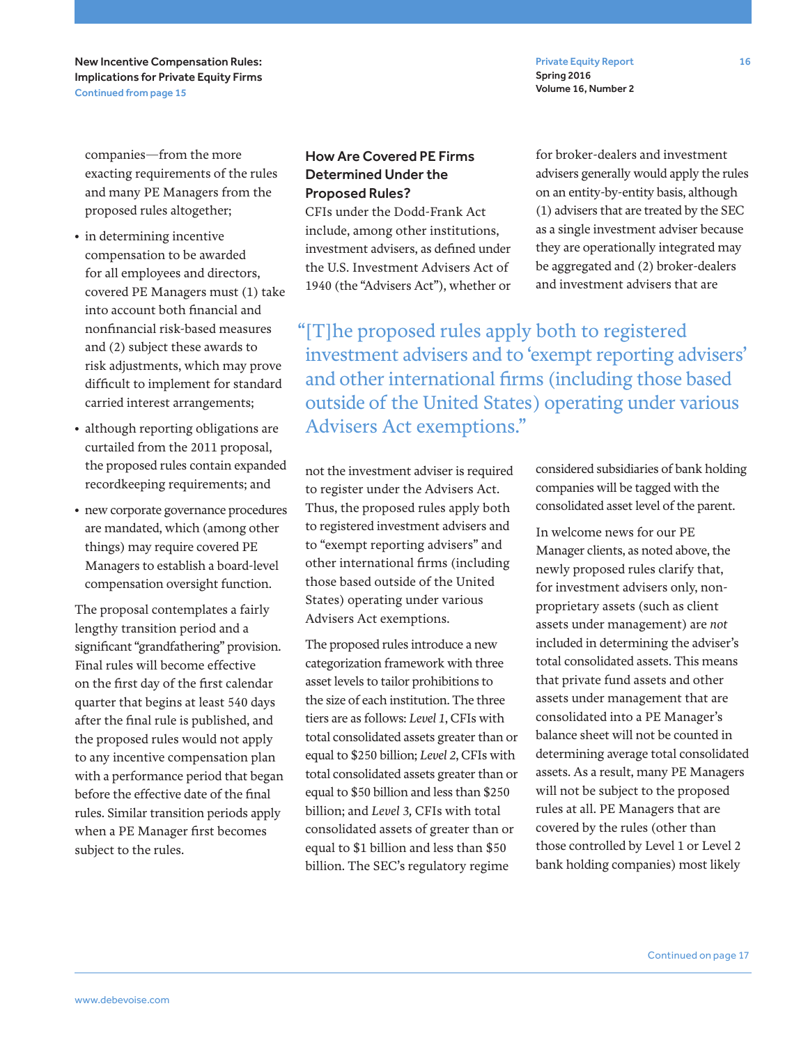companies—from the more exacting requirements of the rules and many PE Managers from the proposed rules altogether;

- in determining incentive compensation to be awarded for all employees and directors, covered PE Managers must (1) take into account both financial and nonfinancial risk-based measures and (2) subject these awards to risk adjustments, which may prove difficult to implement for standard carried interest arrangements;
- although reporting obligations are curtailed from the 2011 proposal, the proposed rules contain expanded recordkeeping requirements; and
- new corporate governance procedures are mandated, which (among other things) may require covered PE Managers to establish a board-level compensation oversight function.

The proposal contemplates a fairly lengthy transition period and a significant "grandfathering" provision. Final rules will become effective on the first day of the first calendar quarter that begins at least 540 days after the final rule is published, and the proposed rules would not apply to any incentive compensation plan with a performance period that began before the effective date of the final rules. Similar transition periods apply when a PE Manager first becomes subject to the rules.

### How Are Covered PE Firms Determined Under the Proposed Rules?

CFIs under the Dodd-Frank Act include, among other institutions, investment advisers, as defined under the U.S. Investment Advisers Act of 1940 (the "Advisers Act"), whether or not the investment adviser is required to register under the Advisers Act. Thus, the proposed rules apply both to registered investment advisers and to "exempt reporting advisers" and other international firms (including those based outside of the United States) operating under various Advisers Act exemptions.

> "[T]he proposed rules apply both to registered investment advisers and to 'exempt reporting advisers' and other international firms (including those based outside of the United States) operating under various Advisers Act exemptions."

The proposed rules introduce a new categorization framework with three asset levels to tailor prohibitions to the size of each institution. The three tiers are as follows: *Level 1*, CFIs with total consolidated assets greater than or equal to $250 billion; *Level 2*, CFIs with total consolidated assets greater than or equal to $50 billion and less than $250 billion; and *Level 3*, CFIs with total consolidated assets of greater than or equal to $1 billion and less than $50 billion. The SEC's regulatory regime for broker-dealers and investment advisers generally would apply the rules on an entity-by-entity basis, although (1) advisers that are treated by the SEC as a single investment adviser because they are operationally integrated may be aggregated and (2) broker-dealers and investment advisers that are considered subsidiaries of bank holding companies will be tagged with the consolidated asset level of the parent.

In welcome news for our PE Manager clients, as noted above, the newly proposed rules clarify that, for investment advisers only, non-proprietary assets (such as client assets under management) are *not* included in determining the adviser's total consolidated assets. This means that private fund assets and other assets under management that are consolidated into a PE Manager's balance sheet will not be counted in determining average total consolidated assets. As a result, many PE Managers will not be subject to the proposed rules at all. PE Managers that are covered by the rules (other than those controlled by Level 1 or Level 2 bank holding companies) most likely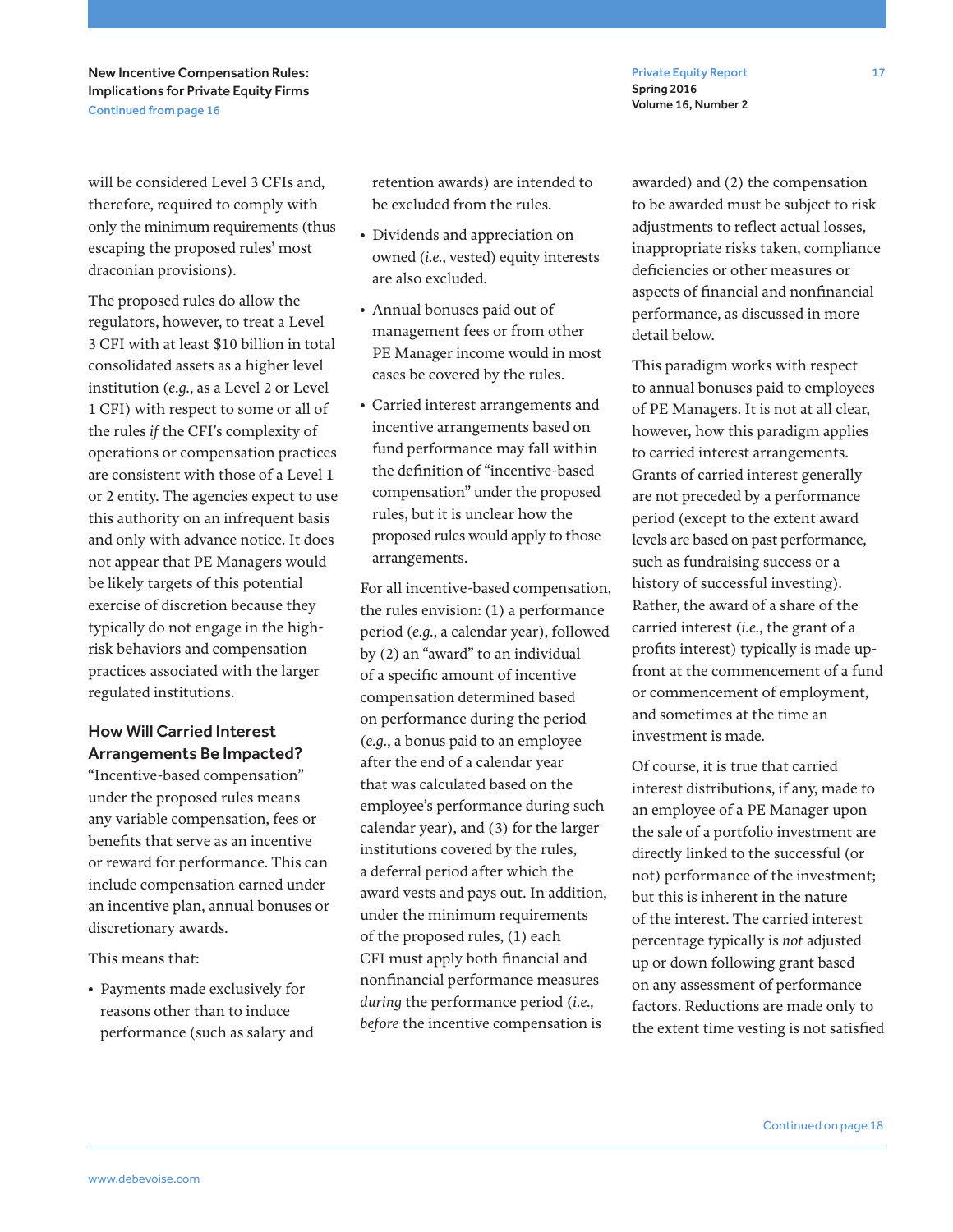will be considered Level 3 CFIs and, therefore, required to comply with only the minimum requirements (thus escaping the proposed rules' most draconian provisions).

The proposed rules do allow the regulators, however, to treat a Level 3 CFI with at least $10 billion in total consolidated assets as a higher level institution (*e.g.*, as a Level 2 or Level 1 CFI) with respect to some or all of the rules *if* the CFI's complexity of operations or compensation practices are consistent with those of a Level 1 or 2 entity. The agencies expect to use this authority on an infrequent basis and only with advance notice. It does not appear that PE Managers would be likely targets of this potential exercise of discretion because they typically do not engage in the high-risk behaviors and compensation practices associated with the larger regulated institutions.

### How Will Carried Interest Arrangements Be Impacted?

"Incentive-based compensation" under the proposed rules means any variable compensation, fees or benefits that serve as an incentive or reward for performance. This can include compensation earned under an incentive plan, annual bonuses or discretionary awards.

This means that:

- Payments made exclusively for reasons other than to induce performance (such as salary and retention awards) are intended to be excluded from the rules.
- Dividends and appreciation on owned (*i.e.*, vested) equity interests are also excluded.
- Annual bonuses paid out of management fees or from other PE Manager income would in most cases be covered by the rules.
- Carried interest arrangements and incentive arrangements based on fund performance may fall within the definition of "incentive-based compensation" under the proposed rules, but it is unclear how the proposed rules would apply to those arrangements.

For all incentive-based compensation, the rules envision: (1) a performance period (*e.g.*, a calendar year), followed by (2) an "award" to an individual of a specific amount of incentive compensation determined based on performance during the period (*e.g.*, a bonus paid to an employee after the end of a calendar year that was calculated based on the employee's performance during such calendar year), and (3) for the larger institutions covered by the rules, a deferral period after which the award vests and pays out. In addition, under the minimum requirements of the proposed rules, (1) each CFI must apply both financial and nonfinancial performance measures *during* the performance period (*i.e., before* the incentive compensation is awarded) and (2) the compensation to be awarded must be subject to risk adjustments to reflect actual losses, inappropriate risks taken, compliance deficiencies or other measures or aspects of financial and nonfinancial performance, as discussed in more detail below.

This paradigm works with respect to annual bonuses paid to employees of PE Managers. It is not at all clear, however, how this paradigm applies to carried interest arrangements. Grants of carried interest generally are not preceded by a performance period (except to the extent award levels are based on past performance, such as fundraising success or a history of successful investing). Rather, the award of a share of the carried interest (*i.e.*, the grant of a profits interest) typically is made up-front at the commencement of a fund or commencement of employment, and sometimes at the time an investment is made.

Of course, it is true that carried interest distributions, if any, made to an employee of a PE Manager upon the sale of a portfolio investment are directly linked to the successful (or not) performance of the investment; but this is inherent in the nature of the interest. The carried interest percentage typically is *not* adjusted up or down following grant based on any assessment of performance factors. Reductions are made only to the extent time vesting is not satisfied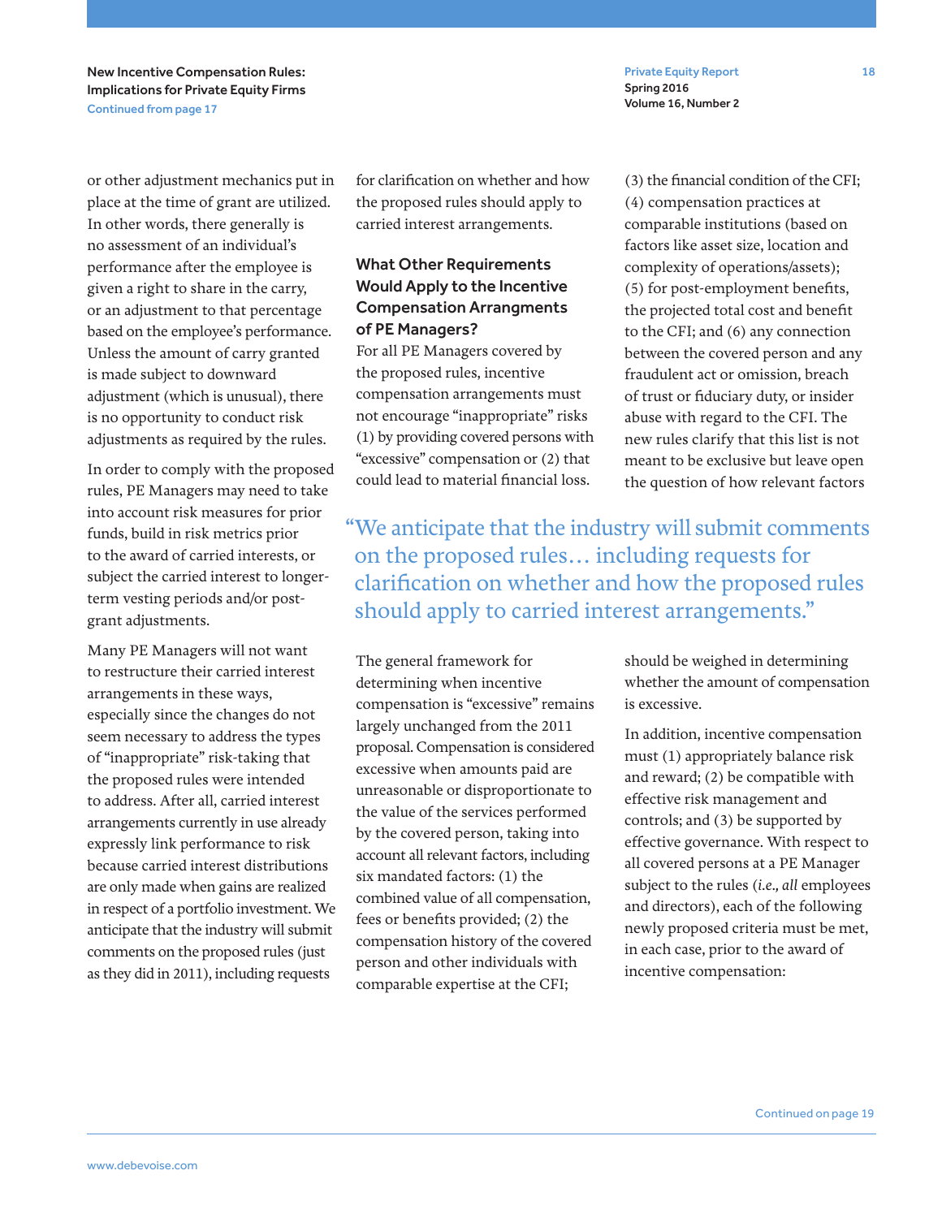or other adjustment mechanics put in place at the time of grant are utilized. In other words, there generally is no assessment of an individual's performance after the employee is given a right to share in the carry, or an adjustment to that percentage based on the employee's performance. Unless the amount of carry granted is made subject to downward adjustment (which is unusual), there is no opportunity to conduct risk adjustments as required by the rules.

In order to comply with the proposed rules, PE Managers may need to take into account risk measures for prior funds, build in risk metrics prior to the award of carried interests, or subject the carried interest to longer-term vesting periods and/or post-grant adjustments.

Many PE Managers will not want to restructure their carried interest arrangements in these ways, especially since the changes do not seem necessary to address the types of "inappropriate" risk-taking that the proposed rules were intended to address. After all, carried interest arrangements currently in use already expressly link performance to risk because carried interest distributions are only made when gains are realized in respect of a portfolio investment. We anticipate that the industry will submit comments on the proposed rules (just as they did in 2011), including requests for clarification on whether and how the proposed rules should apply to carried interest arrangements.

### What Other Requirements Would Apply to the Incentive Compensation Arrangments of PE Managers?

For all PE Managers covered by the proposed rules, incentive compensation arrangements must not encourage "inappropriate" risks (1) by providing covered persons with "excessive" compensation or (2) that could lead to material financial loss.

The general framework for determining when incentive compensation is "excessive" remains largely unchanged from the 2011 proposal. Compensation is considered excessive when amounts paid are unreasonable or disproportionate to the value of the services performed by the covered person, taking into account all relevant factors, including six mandated factors: (1) the combined value of all compensation, fees or benefits provided; (2) the compensation history of the covered person and other individuals with comparable expertise at the CFI; (3) the financial condition of the CFI; (4) compensation practices at comparable institutions (based on factors like asset size, location and complexity of operations/assets); (5) for post-employment benefits, the projected total cost and benefit to the CFI; and (6) any connection between the covered person and any fraudulent act or omission, breach of trust or fiduciary duty, or insider abuse with regard to the CFI. The new rules clarify that this list is not meant to be exclusive but leave open the question of how relevant factors should be weighed in determining whether the amount of compensation is excessive.

> "We anticipate that the industry will submit comments on the proposed rules… including requests for clarification on whether and how the proposed rules should apply to carried interest arrangements."

In addition, incentive compensation must (1) appropriately balance risk and reward; (2) be compatible with effective risk management and controls; and (3) be supported by effective governance. With respect to all covered persons at a PE Manager subject to the rules (*i.e., all* employees and directors), each of the following newly proposed criteria must be met, in each case, prior to the award of incentive compensation: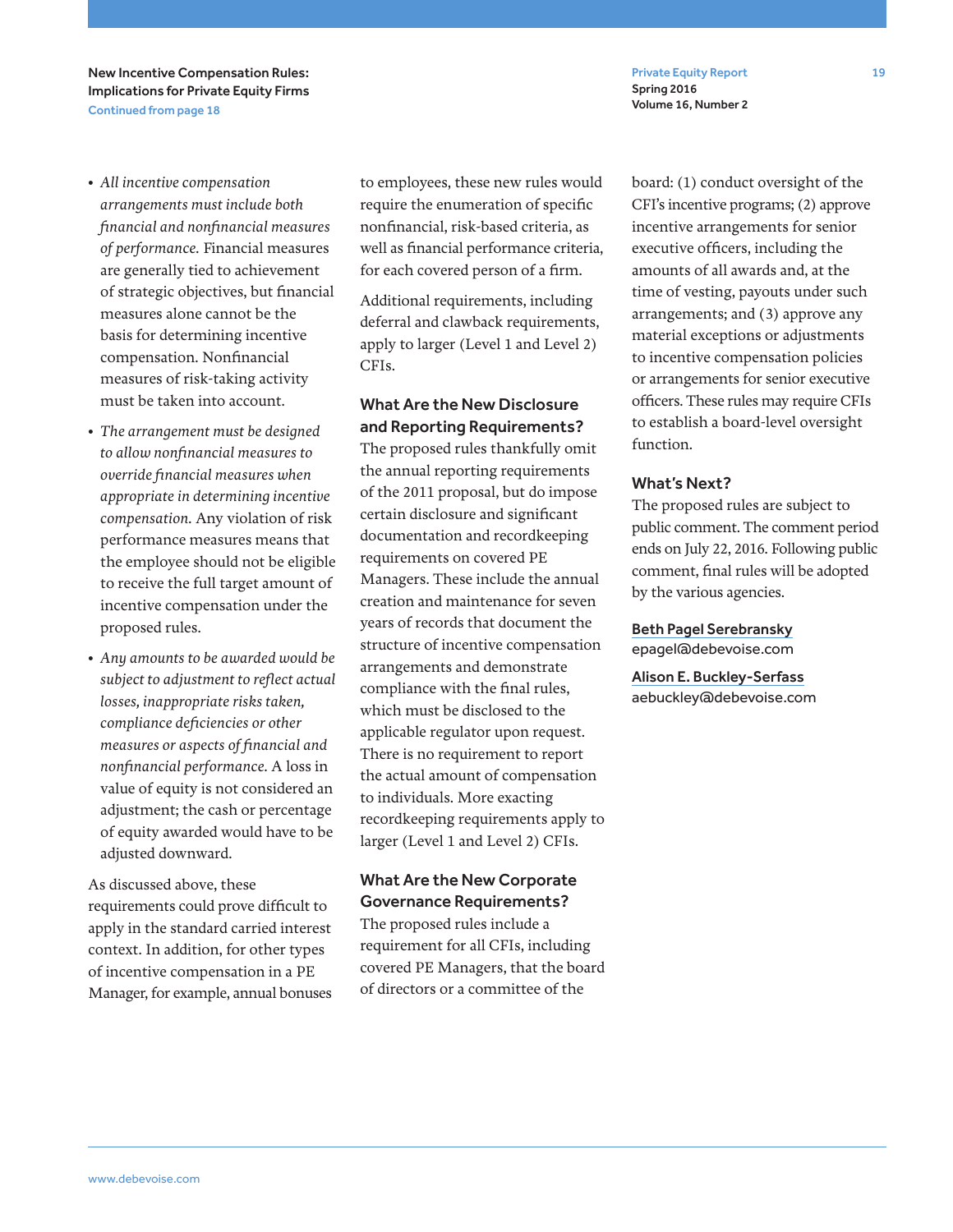- *All incentive compensation arrangements must include both financial and nonfinancial measures of performance.* Financial measures are generally tied to achievement of strategic objectives, but financial measures alone cannot be the basis for determining incentive compensation. Nonfinancial measures of risk-taking activity must be taken into account.
- *The arrangement must be designed to allow nonfinancial measures to override financial measures when appropriate in determining incentive compensation.* Any violation of risk performance measures means that the employee should not be eligible to receive the full target amount of incentive compensation under the proposed rules.
- *Any amounts to be awarded would be subject to adjustment to reflect actual losses, inappropriate risks taken, compliance deficiencies or other measures or aspects of financial and nonfinancial performance.* A loss in value of equity is not considered an adjustment; the cash or percentage of equity awarded would have to be adjusted downward.

As discussed above, these requirements could prove difficult to apply in the standard carried interest context. In addition, for other types of incentive compensation in a PE Manager, for example, annual bonuses to employees, these new rules would require the enumeration of specific nonfinancial, risk-based criteria, as well as financial performance criteria, for each covered person of a firm.

Additional requirements, including deferral and clawback requirements, apply to larger (Level 1 and Level 2) CFIs.

### What Are the New Disclosure and Reporting Requirements?

The proposed rules thankfully omit the annual reporting requirements of the 2011 proposal, but do impose certain disclosure and significant documentation and recordkeeping requirements on covered PE Managers. These include the annual creation and maintenance for seven years of records that document the structure of incentive compensation arrangements and demonstrate compliance with the final rules, which must be disclosed to the applicable regulator upon request. There is no requirement to report the actual amount of compensation to individuals. More exacting recordkeeping requirements apply to larger (Level 1 and Level 2) CFIs.

### What Are the New Corporate Governance Requirements?

The proposed rules include a requirement for all CFIs, including covered PE Managers, that the board of directors or a committee of the board: (1) conduct oversight of the CFI's incentive programs; (2) approve incentive arrangements for senior executive officers, including the amounts of all awards and, at the time of vesting, payouts under such arrangements; and (3) approve any material exceptions or adjustments to incentive compensation policies or arrangements for senior executive officers. These rules may require CFIs to establish a board-level oversight function.

### What's Next?

The proposed rules are subject to public comment. The comment period ends on July 22, 2016. Following public comment, final rules will be adopted by the various agencies.

Beth Pagel Serebransky
epagel@debevoise.com

Alison E. Buckley-Serfass
aebuckley@debevoise.com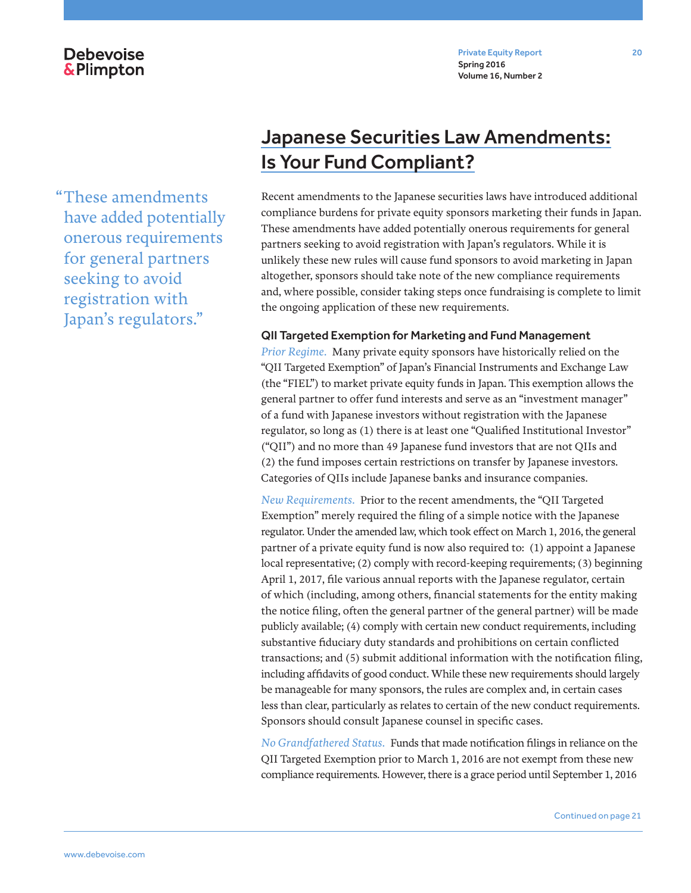# Japanese Securities Law Amendments: Is Your Fund Compliant?

> "These amendments have added potentially onerous requirements for general partners seeking to avoid registration with Japan's regulators."

Recent amendments to the Japanese securities laws have introduced additional compliance burdens for private equity sponsors marketing their funds in Japan. These amendments have added potentially onerous requirements for general partners seeking to avoid registration with Japan's regulators. While it is unlikely these new rules will cause fund sponsors to avoid marketing in Japan altogether, sponsors should take note of the new compliance requirements and, where possible, consider taking steps once fundraising is complete to limit the ongoing application of these new requirements.

### QII Targeted Exemption for Marketing and Fund Management

*Prior Regime.* Many private equity sponsors have historically relied on the "QII Targeted Exemption" of Japan's Financial Instruments and Exchange Law (the "FIEL") to market private equity funds in Japan. This exemption allows the general partner to offer fund interests and serve as an "investment manager" of a fund with Japanese investors without registration with the Japanese regulator, so long as (1) there is at least one "Qualified Institutional Investor" ("QII") and no more than 49 Japanese fund investors that are not QIIs and (2) the fund imposes certain restrictions on transfer by Japanese investors. Categories of QIIs include Japanese banks and insurance companies.

*New Requirements.* Prior to the recent amendments, the "QII Targeted Exemption" merely required the filing of a simple notice with the Japanese regulator. Under the amended law, which took effect on March 1, 2016, the general partner of a private equity fund is now also required to: (1) appoint a Japanese local representative; (2) comply with record-keeping requirements; (3) beginning April 1, 2017, file various annual reports with the Japanese regulator, certain of which (including, among others, financial statements for the entity making the notice filing, often the general partner of the general partner) will be made publicly available; (4) comply with certain new conduct requirements, including substantive fiduciary duty standards and prohibitions on certain conflicted transactions; and (5) submit additional information with the notification filing, including affidavits of good conduct. While these new requirements should largely be manageable for many sponsors, the rules are complex and, in certain cases less than clear, particularly as relates to certain of the new conduct requirements. Sponsors should consult Japanese counsel in specific cases.

*No Grandfathered Status.* Funds that made notification filings in reliance on the QII Targeted Exemption prior to March 1, 2016 are not exempt from these new compliance requirements. However, there is a grace period until September 1, 2016

Continued on page 21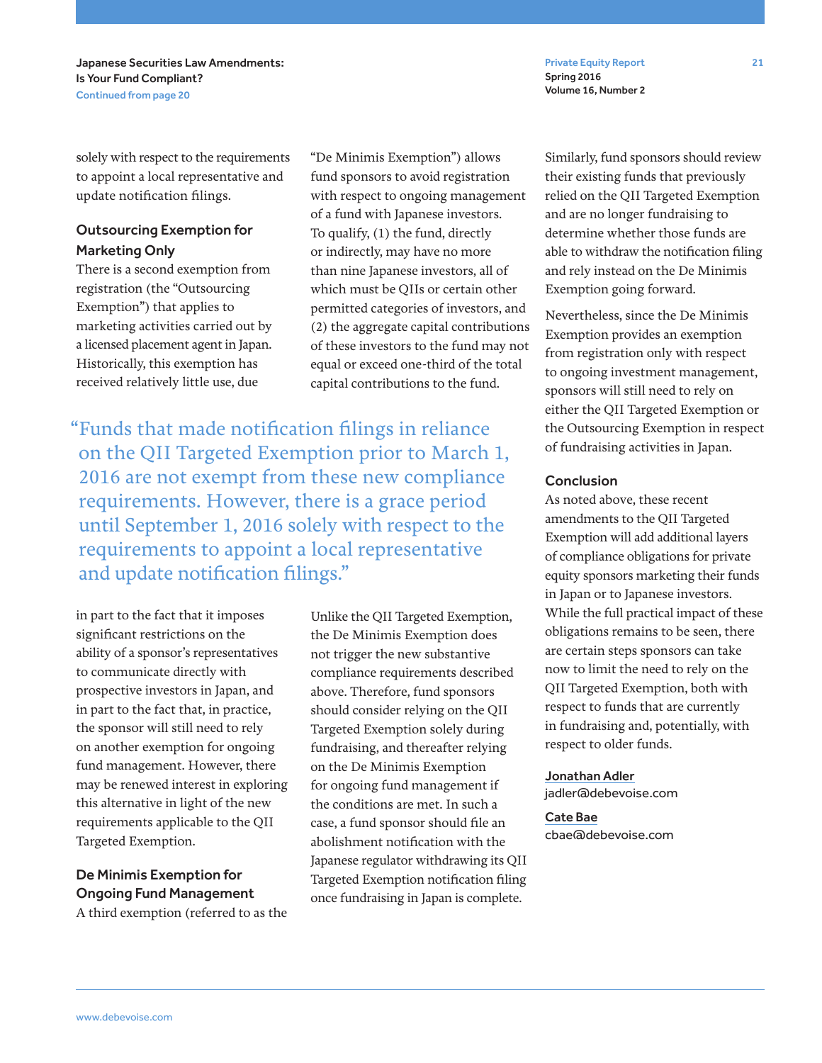solely with respect to the requirements to appoint a local representative and update notification filings.

### Outsourcing Exemption for Marketing Only

There is a second exemption from registration (the "Outsourcing Exemption") that applies to marketing activities carried out by a licensed placement agent in Japan. Historically, this exemption has received relatively little use, due in part to the fact that it imposes significant restrictions on the ability of a sponsor's representatives to communicate directly with prospective investors in Japan, and in part to the fact that, in practice, the sponsor will still need to rely on another exemption for ongoing fund management. However, there may be renewed interest in exploring this alternative in light of the new requirements applicable to the QII Targeted Exemption.

### De Minimis Exemption for Ongoing Fund Management

A third exemption (referred to as the "De Minimis Exemption") allows fund sponsors to avoid registration with respect to ongoing management of a fund with Japanese investors. To qualify, (1) the fund, directly or indirectly, may have no more than nine Japanese investors, all of which must be QIIs or certain other permitted categories of investors, and (2) the aggregate capital contributions of these investors to the fund may not equal or exceed one-third of the total capital contributions to the fund.

> "Funds that made notification filings in reliance on the QII Targeted Exemption prior to March 1, 2016 are not exempt from these new compliance requirements. However, there is a grace period until September 1, 2016 solely with respect to the requirements to appoint a local representative and update notification filings."

Unlike the QII Targeted Exemption, the De Minimis Exemption does not trigger the new substantive compliance requirements described above. Therefore, fund sponsors should consider relying on the QII Targeted Exemption solely during fundraising, and thereafter relying on the De Minimis Exemption for ongoing fund management if the conditions are met. In such a case, a fund sponsor should file an abolishment notification with the Japanese regulator withdrawing its QII Targeted Exemption notification filing once fundraising in Japan is complete.

Similarly, fund sponsors should review their existing funds that previously relied on the QII Targeted Exemption and are no longer fundraising to determine whether those funds are able to withdraw the notification filing and rely instead on the De Minimis Exemption going forward.

Nevertheless, since the De Minimis Exemption provides an exemption from registration only with respect to ongoing investment management, sponsors will still need to rely on either the QII Targeted Exemption or the Outsourcing Exemption in respect of fundraising activities in Japan.

### Conclusion

As noted above, these recent amendments to the QII Targeted Exemption will add additional layers of compliance obligations for private equity sponsors marketing their funds in Japan or to Japanese investors. While the full practical impact of these obligations remains to be seen, there are certain steps sponsors can take now to limit the need to rely on the QII Targeted Exemption, both with respect to funds that are currently in fundraising and, potentially, with respect to older funds.

**Jonathan Adler**
jadler@debevoise.com

**Cate Bae**
cbae@debevoise.com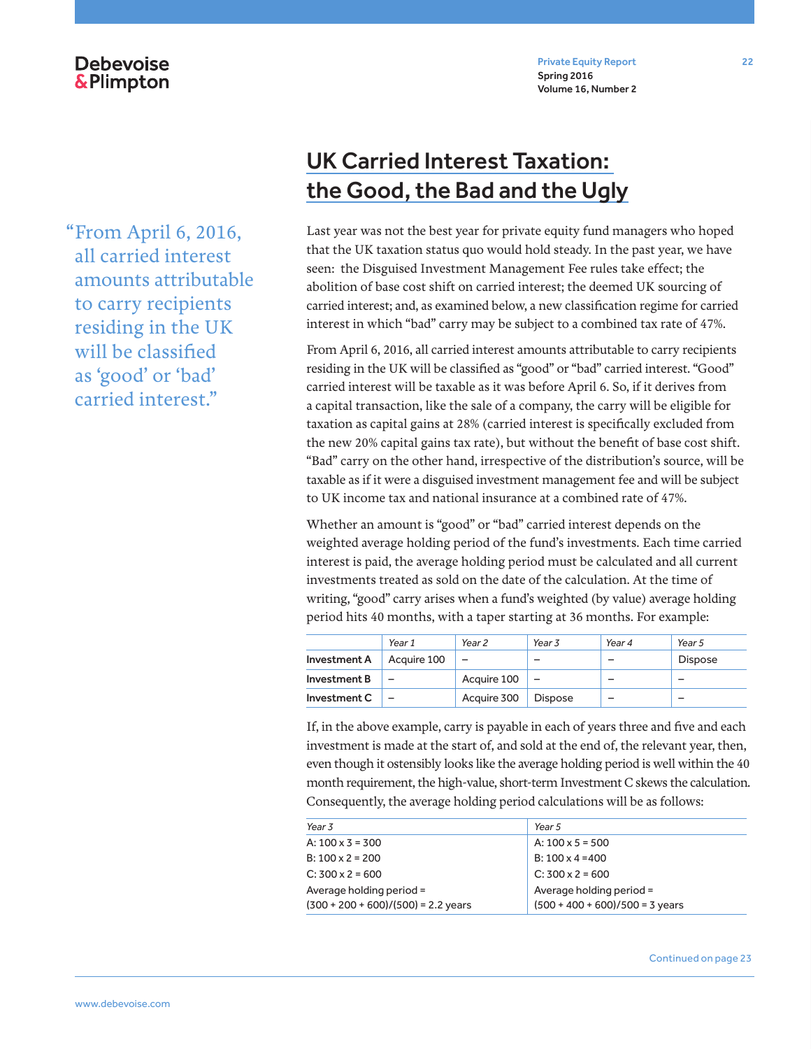# UK Carried Interest Taxation: the Good, the Bad and the Ugly

"From April 6, 2016, all carried interest amounts attributable to carry recipients residing in the UK will be classified as 'good' or 'bad' carried interest."

Last year was not the best year for private equity fund managers who hoped that the UK taxation status quo would hold steady. In the past year, we have seen: the Disguised Investment Management Fee rules take effect; the abolition of base cost shift on carried interest; the deemed UK sourcing of carried interest; and, as examined below, a new classification regime for carried interest in which "bad" carry may be subject to a combined tax rate of 47%.

From April 6, 2016, all carried interest amounts attributable to carry recipients residing in the UK will be classified as "good" or "bad" carried interest. "Good" carried interest will be taxable as it was before April 6. So, if it derives from a capital transaction, like the sale of a company, the carry will be eligible for taxation as capital gains at 28% (carried interest is specifically excluded from the new 20% capital gains tax rate), but without the benefit of base cost shift. "Bad" carry on the other hand, irrespective of the distribution's source, will be taxable as if it were a disguised investment management fee and will be subject to UK income tax and national insurance at a combined rate of 47%.

Whether an amount is "good" or "bad" carried interest depends on the weighted average holding period of the fund's investments. Each time carried interest is paid, the average holding period must be calculated and all current investments treated as sold on the date of the calculation. At the time of writing, "good" carry arises when a fund's weighted (by value) average holding period hits 40 months, with a taper starting at 36 months. For example:

| | *Year 1* | *Year 2* | *Year 3* | *Year 4* | *Year 5* |
|---|---|---|---|---|---|
| **Investment A** | Acquire 100 | – | – | – | Dispose |
| **Investment B** | – | Acquire 100 | – | – | – |
| **Investment C** | – | Acquire 300 | Dispose | – | – |

If, in the above example, carry is payable in each of years three and five and each investment is made at the start of, and sold at the end of, the relevant year, then, even though it ostensibly looks like the average holding period is well within the 40 month requirement, the high-value, short-term Investment C skews the calculation. Consequently, the average holding period calculations will be as follows:

| *Year 3* | *Year 5* |
|---|---|
| A: 100 x 3 = 300 | A: 100 x 5 = 500 |
| B: 100 x 2 = 200 | B: 100 x 4 =400 |
| C: 300 x 2 = 600 | C: 300 x 2 = 600 |
| Average holding period = (300 + 200 + 600)/(500) = 2.2 years | Average holding period = (500 + 400 + 600)/500 = 3 years |

Continued on page 23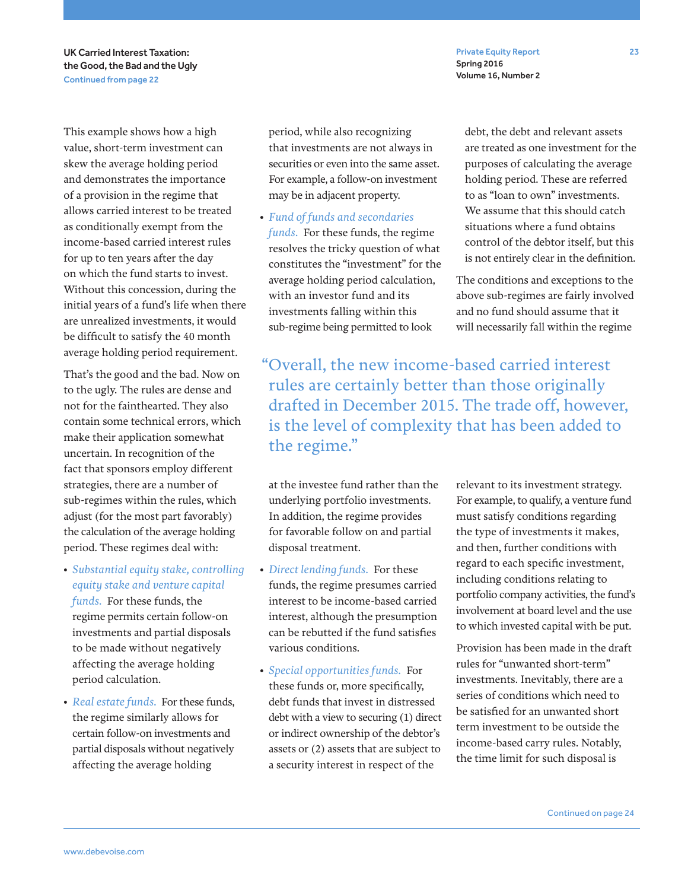This example shows how a high value, short-term investment can skew the average holding period and demonstrates the importance of a provision in the regime that allows carried interest to be treated as conditionally exempt from the income-based carried interest rules for up to ten years after the day on which the fund starts to invest. Without this concession, during the initial years of a fund's life when there are unrealized investments, it would be difficult to satisfy the 40 month average holding period requirement.

That's the good and the bad. Now on to the ugly. The rules are dense and not for the fainthearted. They also contain some technical errors, which make their application somewhat uncertain. In recognition of the fact that sponsors employ different strategies, there are a number of sub-regimes within the rules, which adjust (for the most part favorably) the calculation of the average holding period. These regimes deal with:

- *Substantial equity stake, controlling equity stake and venture capital funds.* For these funds, the regime permits certain follow-on investments and partial disposals to be made without negatively affecting the average holding period calculation.
- *Real estate funds.* For these funds, the regime similarly allows for certain follow-on investments and partial disposals without negatively affecting the average holding period, while also recognizing that investments are not always in securities or even into the same asset. For example, a follow-on investment may be in adjacent property.
- *Fund of funds and secondaries funds.* For these funds, the regime resolves the tricky question of what constitutes the "investment" for the average holding period calculation, with an investor fund and its investments falling within this sub-regime being permitted to look at the investee fund rather than the underlying portfolio investments. In addition, the regime provides for favorable follow on and partial disposal treatment.
- *Direct lending funds.* For these funds, the regime presumes carried interest to be income-based carried interest, although the presumption can be rebutted if the fund satisfies various conditions.
- *Special opportunities funds.* For these funds or, more specifically, debt funds that invest in distressed debt with a view to securing (1) direct or indirect ownership of the debtor's assets or (2) assets that are subject to a security interest in respect of the debt, the debt and relevant assets are treated as one investment for the purposes of calculating the average holding period. These are referred to as "loan to own" investments. We assume that this should catch situations where a fund obtains control of the debtor itself, but this is not entirely clear in the definition.

> "Overall, the new income-based carried interest rules are certainly better than those originally drafted in December 2015. The trade off, however, is the level of complexity that has been added to the regime."

The conditions and exceptions to the above sub-regimes are fairly involved and no fund should assume that it will necessarily fall within the regime relevant to its investment strategy. For example, to qualify, a venture fund must satisfy conditions regarding the type of investments it makes, and then, further conditions with regard to each specific investment, including conditions relating to portfolio company activities, the fund's involvement at board level and the use to which invested capital with be put.

Provision has been made in the draft rules for "unwanted short-term" investments. Inevitably, there are a series of conditions which need to be satisfied for an unwanted short term investment to be outside the income-based carry rules. Notably, the time limit for such disposal is

Continued on page 24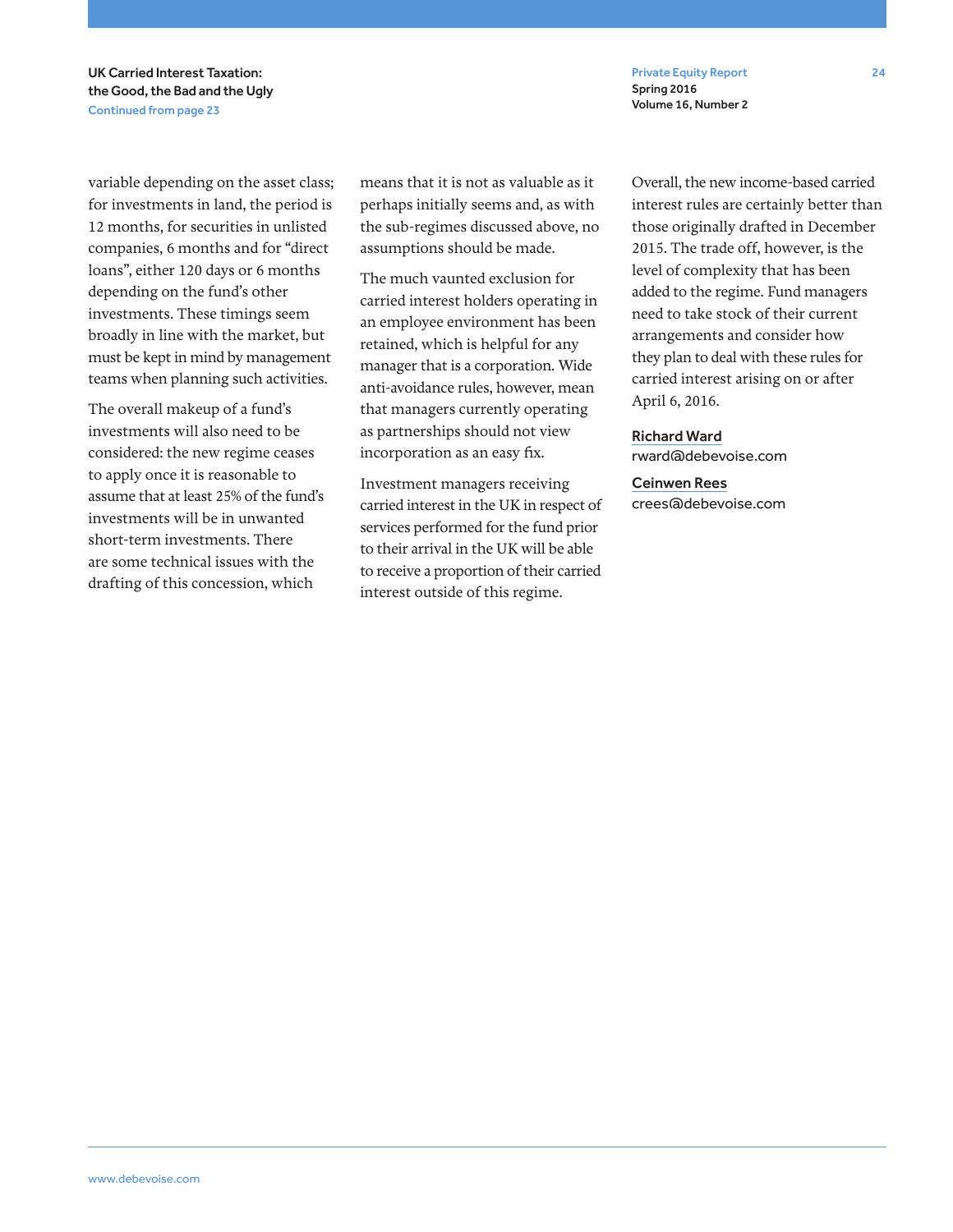variable depending on the asset class; for investments in land, the period is 12 months, for securities in unlisted companies, 6 months and for “direct loans”, either 120 days or 6 months depending on the fund’s other investments. These timings seem broadly in line with the market, but must be kept in mind by management teams when planning such activities.

The overall makeup of a fund’s investments will also need to be considered: the new regime ceases to apply once it is reasonable to assume that at least 25% of the fund’s investments will be in unwanted short-term investments. There are some technical issues with the drafting of this concession, which means that it is not as valuable as it perhaps initially seems and, as with the sub-regimes discussed above, no assumptions should be made.

The much vaunted exclusion for carried interest holders operating in an employee environment has been retained, which is helpful for any manager that is a corporation. Wide anti-avoidance rules, however, mean that managers currently operating as partnerships should not view incorporation as an easy fix.

Investment managers receiving carried interest in the UK in respect of services performed for the fund prior to their arrival in the UK will be able to receive a proportion of their carried interest outside of this regime.

Overall, the new income-based carried interest rules are certainly better than those originally drafted in December 2015. The trade off, however, is the level of complexity that has been added to the regime. Fund managers need to take stock of their current arrangements and consider how they plan to deal with these rules for carried interest arising on or after April 6, 2016.

Richard Ward
rward@debevoise.com

Ceinwen Rees
crees@debevoise.com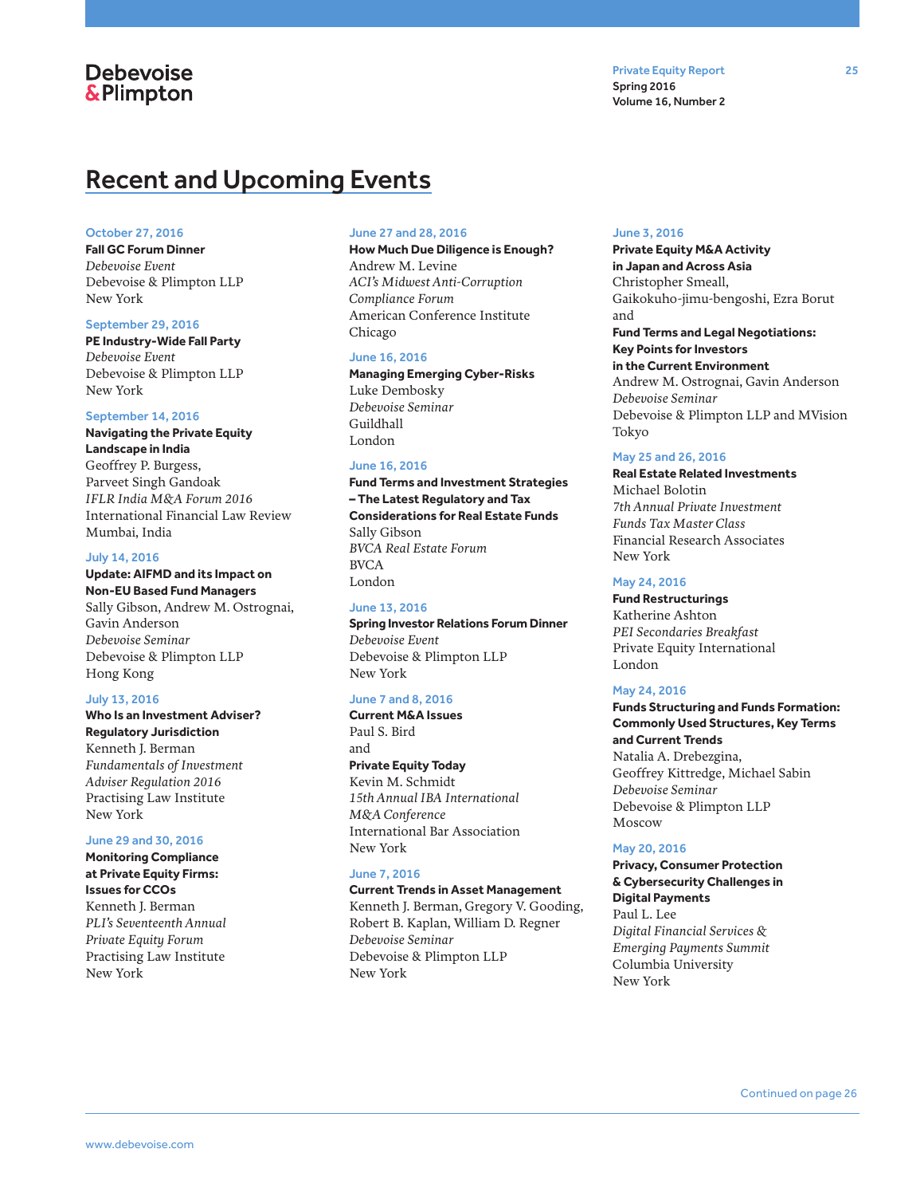# Recent and Upcoming Events

**October 27, 2016**
**Fall GC Forum Dinner**
*Debevoise Event*
Debevoise & Plimpton LLP
New York

**September 29, 2016**
**PE Industry-Wide Fall Party**
*Debevoise Event*
Debevoise & Plimpton LLP
New York

**September 14, 2016**
**Navigating the Private Equity Landscape in India**
Geoffrey P. Burgess,
Parveet Singh Gandoak
*IFLR India M&A Forum 2016*
International Financial Law Review
Mumbai, India

**July 14, 2016**
**Update: AIFMD and its Impact on Non-EU Based Fund Managers**
Sally Gibson, Andrew M. Ostrognai,
Gavin Anderson
*Debevoise Seminar*
Debevoise & Plimpton LLP
Hong Kong

**July 13, 2016**
**Who Is an Investment Adviser? Regulatory Jurisdiction**
Kenneth J. Berman
*Fundamentals of Investment Adviser Regulation 2016*
Practising Law Institute
New York

**June 29 and 30, 2016**
**Monitoring Compliance at Private Equity Firms: Issues for CCOs**
Kenneth J. Berman
*PLI's Seventeenth Annual Private Equity Forum*
Practising Law Institute
New York

**June 27 and 28, 2016**
**How Much Due Diligence is Enough?**
Andrew M. Levine
*ACI's Midwest Anti-Corruption Compliance Forum*
American Conference Institute
Chicago

**June 16, 2016**
**Managing Emerging Cyber-Risks**
Luke Dembosky
*Debevoise Seminar*
Guildhall
London

**June 16, 2016**
**Fund Terms and Investment Strategies – The Latest Regulatory and Tax Considerations for Real Estate Funds**
Sally Gibson
*BVCA Real Estate Forum*
BVCA
London

**June 13, 2016**
**Spring Investor Relations Forum Dinner**
*Debevoise Event*
Debevoise & Plimpton LLP
New York

**June 7 and 8, 2016**
**Current M&A Issues**
Paul S. Bird
and
**Private Equity Today**
Kevin M. Schmidt
*15th Annual IBA International M&A Conference*
International Bar Association
New York

**June 7, 2016**
**Current Trends in Asset Management**
Kenneth J. Berman, Gregory V. Gooding,
Robert B. Kaplan, William D. Regner
*Debevoise Seminar*
Debevoise & Plimpton LLP
New York

**June 3, 2016**
**Private Equity M&A Activity in Japan and Across Asia**
Christopher Smeall,
Gaikokuho-jimu-bengoshi, Ezra Borut
and
**Fund Terms and Legal Negotiations: Key Points for Investors in the Current Environment**
Andrew M. Ostrognai, Gavin Anderson
*Debevoise Seminar*
Debevoise & Plimpton LLP and MVision
Tokyo

**May 25 and 26, 2016**
**Real Estate Related Investments**
Michael Bolotin
*7th Annual Private Investment Funds Tax Master Class*
Financial Research Associates
New York

**May 24, 2016**
**Fund Restructurings**
Katherine Ashton
*PEI Secondaries Breakfast*
Private Equity International
London

**May 24, 2016**
**Funds Structuring and Funds Formation: Commonly Used Structures, Key Terms and Current Trends**
Natalia A. Drebezgina,
Geoffrey Kittredge, Michael Sabin
*Debevoise Seminar*
Debevoise & Plimpton LLP
Moscow

**May 20, 2016**
**Privacy, Consumer Protection & Cybersecurity Challenges in Digital Payments**
Paul L. Lee
*Digital Financial Services & Emerging Payments Summit*
Columbia University
New York

Continued on page 26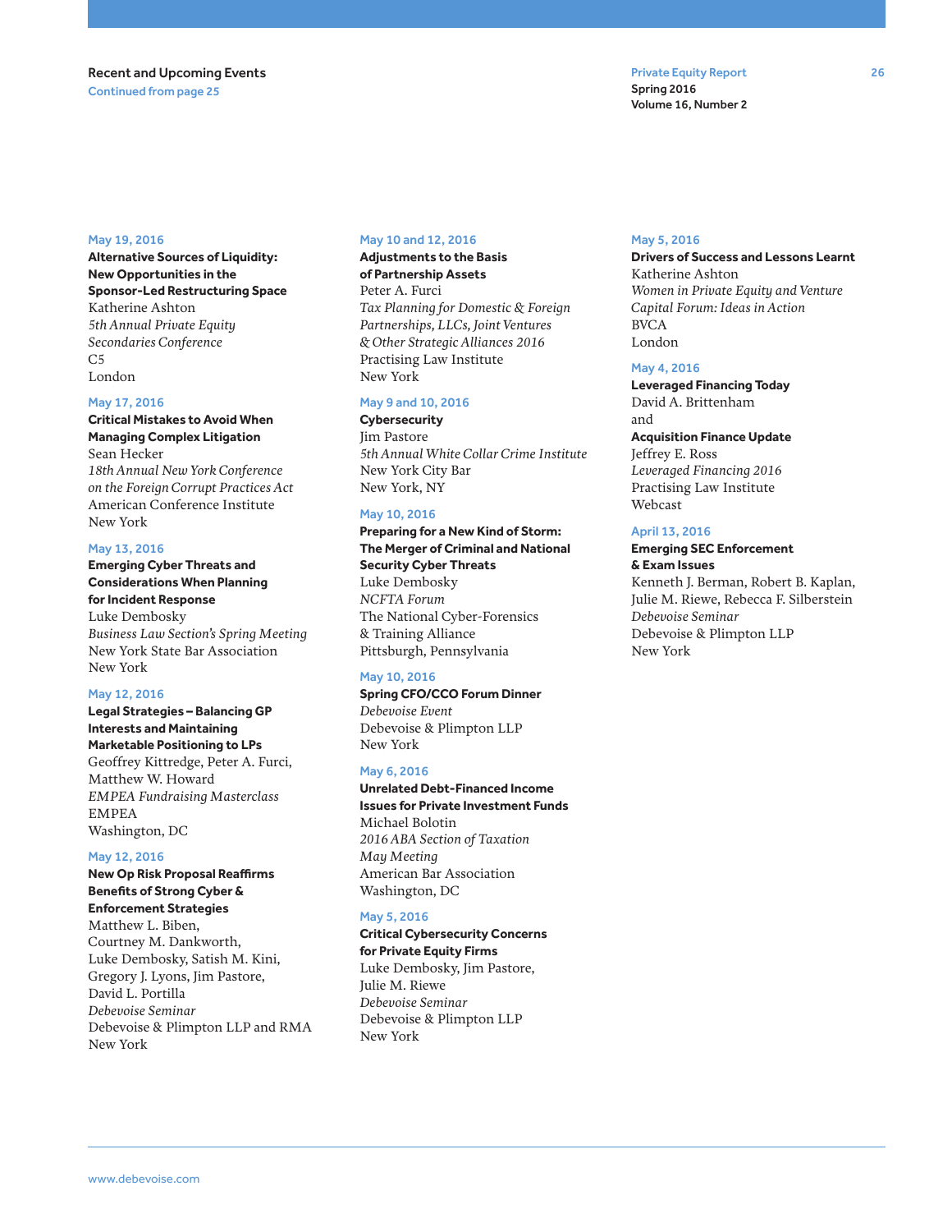Recent and Upcoming Events
Continued from page 25

May 19, 2016
**Alternative Sources of Liquidity: New Opportunities in the Sponsor-Led Restructuring Space**
Katherine Ashton
*5th Annual Private Equity Secondaries Conference*
C5
London

May 17, 2016
**Critical Mistakes to Avoid When Managing Complex Litigation**
Sean Hecker
*18th Annual New York Conference on the Foreign Corrupt Practices Act*
American Conference Institute
New York

May 13, 2016
**Emerging Cyber Threats and Considerations When Planning for Incident Response**
Luke Dembosky
*Business Law Section's Spring Meeting*
New York State Bar Association
New York

May 12, 2016
**Legal Strategies – Balancing GP Interests and Maintaining Marketable Positioning to LPs**
Geoffrey Kittredge, Peter A. Furci, Matthew W. Howard
*EMPEA Fundraising Masterclass*
EMPEA
Washington, DC

May 12, 2016
**New Op Risk Proposal Reaffirms Benefits of Strong Cyber & Enforcement Strategies**
Matthew L. Biben, Courtney M. Dankworth, Luke Dembosky, Satish M. Kini, Gregory J. Lyons, Jim Pastore, David L. Portilla
*Debevoise Seminar*
Debevoise & Plimpton LLP and RMA
New York

May 10 and 12, 2016
**Adjustments to the Basis of Partnership Assets**
Peter A. Furci
*Tax Planning for Domestic & Foreign Partnerships, LLCs, Joint Ventures & Other Strategic Alliances 2016*
Practising Law Institute
New York

May 9 and 10, 2016
**Cybersecurity**
Jim Pastore
*5th Annual White Collar Crime Institute*
New York City Bar
New York, NY

May 10, 2016
**Preparing for a New Kind of Storm: The Merger of Criminal and National Security Cyber Threats**
Luke Dembosky
*NCFTA Forum*
The National Cyber-Forensics & Training Alliance
Pittsburgh, Pennsylvania

May 10, 2016
**Spring CFO/CCO Forum Dinner**
*Debevoise Event*
Debevoise & Plimpton LLP
New York

May 6, 2016
**Unrelated Debt-Financed Income Issues for Private Investment Funds**
Michael Bolotin
*2016 ABA Section of Taxation May Meeting*
American Bar Association
Washington, DC

May 5, 2016
**Critical Cybersecurity Concerns for Private Equity Firms**
Luke Dembosky, Jim Pastore, Julie M. Riewe
*Debevoise Seminar*
Debevoise & Plimpton LLP
New York

May 5, 2016
**Drivers of Success and Lessons Learnt**
Katherine Ashton
*Women in Private Equity and Venture Capital Forum: Ideas in Action*
BVCA
London

May 4, 2016
**Leveraged Financing Today**
David A. Brittenham
and
**Acquisition Finance Update**
Jeffrey E. Ross
*Leveraged Financing 2016*
Practising Law Institute
Webcast

April 13, 2016
**Emerging SEC Enforcement & Exam Issues**
Kenneth J. Berman, Robert B. Kaplan, Julie M. Riewe, Rebecca F. Silberstein
*Debevoise Seminar*
Debevoise & Plimpton LLP
New York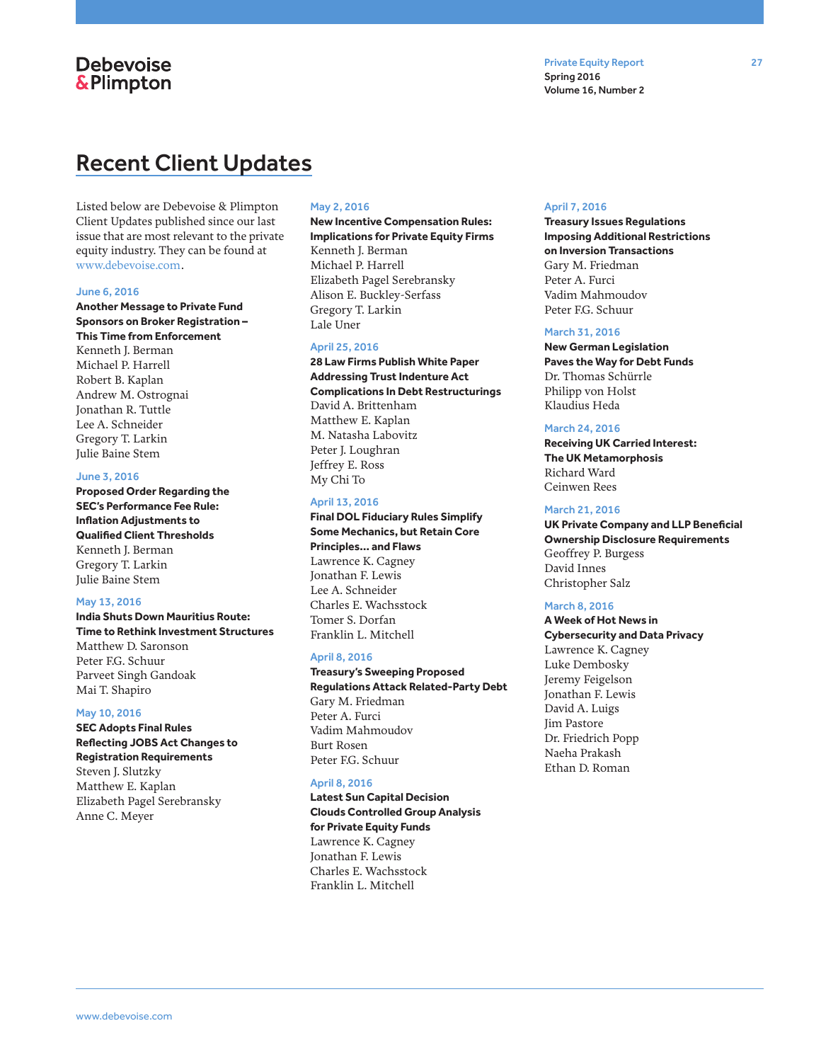# Recent Client Updates

Listed below are Debevoise & Plimpton Client Updates published since our last issue that are most relevant to the private equity industry. They can be found at www.debevoise.com.

June 6, 2016
**Another Message to Private Fund Sponsors on Broker Registration – This Time from Enforcement**
Kenneth J. Berman
Michael P. Harrell
Robert B. Kaplan
Andrew M. Ostrognai
Jonathan R. Tuttle
Lee A. Schneider
Gregory T. Larkin
Julie Baine Stem

June 3, 2016
**Proposed Order Regarding the SEC's Performance Fee Rule: Inflation Adjustments to Qualified Client Thresholds**
Kenneth J. Berman
Gregory T. Larkin
Julie Baine Stem

May 13, 2016
**India Shuts Down Mauritius Route: Time to Rethink Investment Structures**
Matthew D. Saronson
Peter F.G. Schuur
Parveet Singh Gandoak
Mai T. Shapiro

May 10, 2016
**SEC Adopts Final Rules Reflecting JOBS Act Changes to Registration Requirements**
Steven J. Slutzky
Matthew E. Kaplan
Elizabeth Pagel Serebransky
Anne C. Meyer

May 2, 2016
**New Incentive Compensation Rules: Implications for Private Equity Firms**
Kenneth J. Berman
Michael P. Harrell
Elizabeth Pagel Serebransky
Alison E. Buckley-Serfass
Gregory T. Larkin
Lale Uner

April 25, 2016
**28 Law Firms Publish White Paper Addressing Trust Indenture Act Complications In Debt Restructurings**
David A. Brittenham
Matthew E. Kaplan
M. Natasha Labovitz
Peter J. Loughran
Jeffrey E. Ross
My Chi To

April 13, 2016
**Final DOL Fiduciary Rules Simplify Some Mechanics, but Retain Core Principles… and Flaws**
Lawrence K. Cagney
Jonathan F. Lewis
Lee A. Schneider
Charles E. Wachsstock
Tomer S. Dorfan
Franklin L. Mitchell

April 8, 2016
**Treasury's Sweeping Proposed Regulations Attack Related-Party Debt**
Gary M. Friedman
Peter A. Furci
Vadim Mahmoudov
Burt Rosen
Peter F.G. Schuur

April 8, 2016
**Latest Sun Capital Decision Clouds Controlled Group Analysis for Private Equity Funds**
Lawrence K. Cagney
Jonathan F. Lewis
Charles E. Wachsstock
Franklin L. Mitchell

April 7, 2016
**Treasury Issues Regulations Imposing Additional Restrictions on Inversion Transactions**
Gary M. Friedman
Peter A. Furci
Vadim Mahmoudov
Peter F.G. Schuur

March 31, 2016
**New German Legislation Paves the Way for Debt Funds**
Dr. Thomas Schürrle
Philipp von Holst
Klaudius Heda

March 24, 2016
**Receiving UK Carried Interest: The UK Metamorphosis**
Richard Ward
Ceinwen Rees

March 21, 2016
**UK Private Company and LLP Beneficial Ownership Disclosure Requirements**
Geoffrey P. Burgess
David Innes
Christopher Salz

March 8, 2016
**A Week of Hot News in Cybersecurity and Data Privacy**
Lawrence K. Cagney
Luke Dembosky
Jeremy Feigelson
Jonathan F. Lewis
David A. Luigs
Jim Pastore
Dr. Friedrich Popp
Naeha Prakash
Ethan D. Roman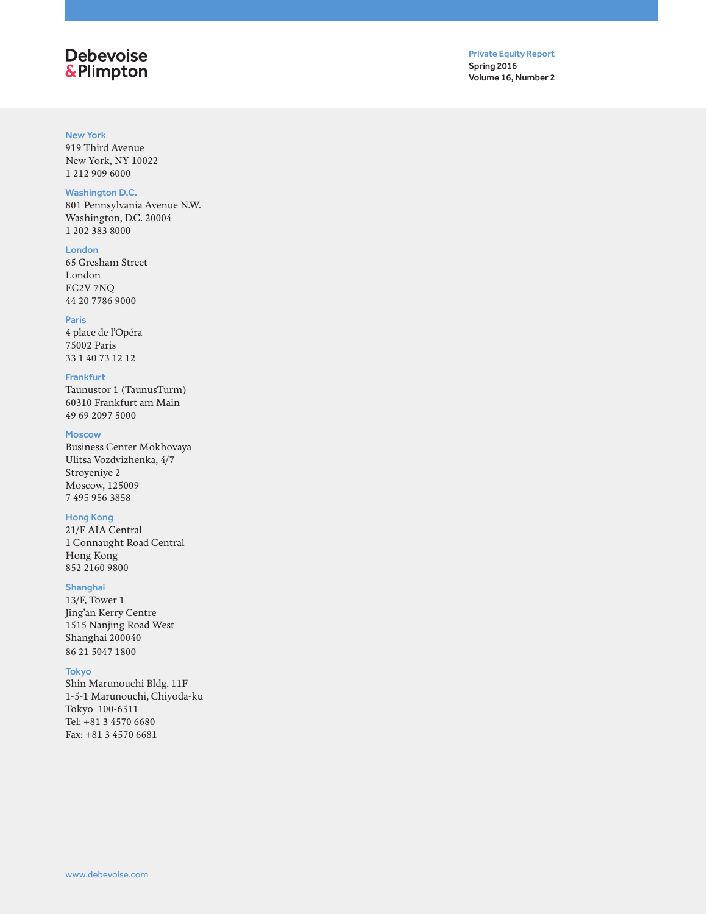Debevoise & Plimpton

Private Equity Report
Spring 2016
Volume 16, Number 2

**New York**
919 Third Avenue
New York, NY 10022
1 212 909 6000

**Washington D.C.**
801 Pennsylvania Avenue N.W.
Washington, D.C. 20004
1 202 383 8000

**London**
65 Gresham Street
London
EC2V 7NQ
44 20 7786 9000

**Paris**
4 place de l'Opéra
75002 Paris
33 1 40 73 12 12

**Frankfurt**
Taunustor 1 (TaunusTurm)
60310 Frankfurt am Main
49 69 2097 5000

**Moscow**
Business Center Mokhovaya
Ulitsa Vozdvizhenka, 4/7
Stroyeniye 2
Moscow, 125009
7 495 956 3858

**Hong Kong**
21/F AIA Central
1 Connaught Road Central
Hong Kong
852 2160 9800

**Shanghai**
13/F, Tower 1
Jing'an Kerry Centre
1515 Nanjing Road West
Shanghai 200040
86 21 5047 1800

**Tokyo**
Shin Marunouchi Bldg. 11F
1-5-1 Marunouchi, Chiyoda-ku
Tokyo 100-6511
Tel: +81 3 4570 6680
Fax: +81 3 4570 6681

www.debevoise.com